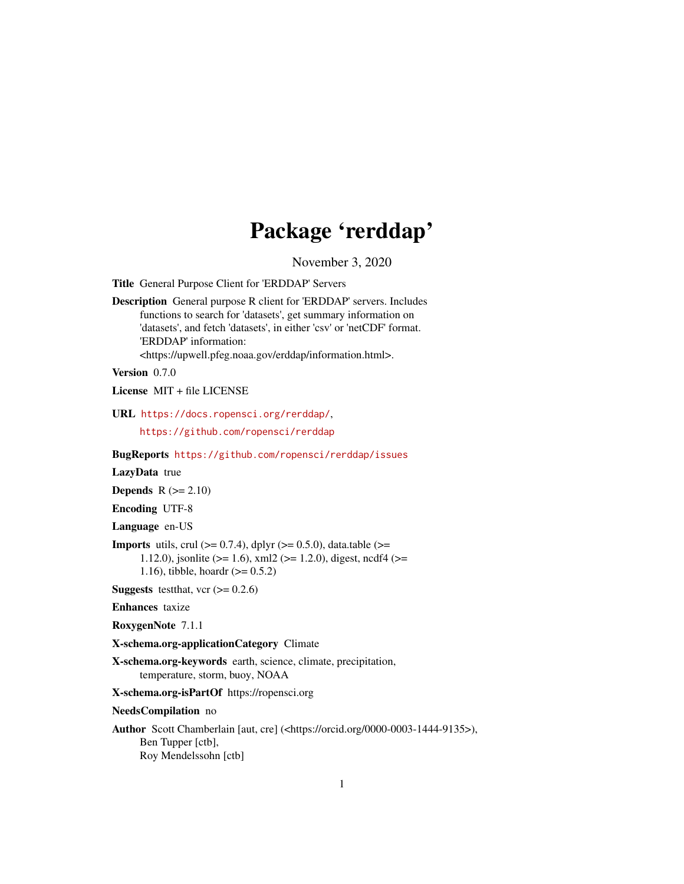# Package 'rerddap'

November 3, 2020

**Title** General Purpose Client for 'ERDDAP' Servers

**Description** General purpose R client for 'ERDDAP' servers. Includes functions to search for 'datasets', get summary information on 'datasets', and fetch 'datasets', in either 'csv' or 'netCDF' format. 'ERDDAP' information: <https://upwell.pfeg.noaa.gov/erddap/information.html>.

**Version** 0.7.0

**License** MIT + file LICENSE

**URL** https://docs.ropensci.org/rerddap/, https://github.com/ropensci/rerddap

**BugReports** https://github.com/ropensci/rerddap/issues

**LazyData** true

**Depends** R (>= 2.10)

**Encoding** UTF-8

**Language** en-US

**Imports** utils, crul (>= 0.7.4), dplyr (>= 0.5.0), data.table (>= 1.12.0), jsonlite (>= 1.6), xml2 (>= 1.2.0), digest, ncdf4 (>= 1.16), tibble, hoardr (>= 0.5.2)

**Suggests** testthat, vcr (>= 0.2.6)

**Enhances** taxize

**RoxygenNote** 7.1.1

**X-schema.org-applicationCategory** Climate

**X-schema.org-keywords** earth, science, climate, precipitation, temperature, storm, buoy, NOAA

**X-schema.org-isPartOf** https://ropensci.org

**NeedsCompilation** no

**Author** Scott Chamberlain [aut, cre] (<https://orcid.org/0000-0003-1444-9135>), Ben Tupper [ctb], Roy Mendelssohn [ctb]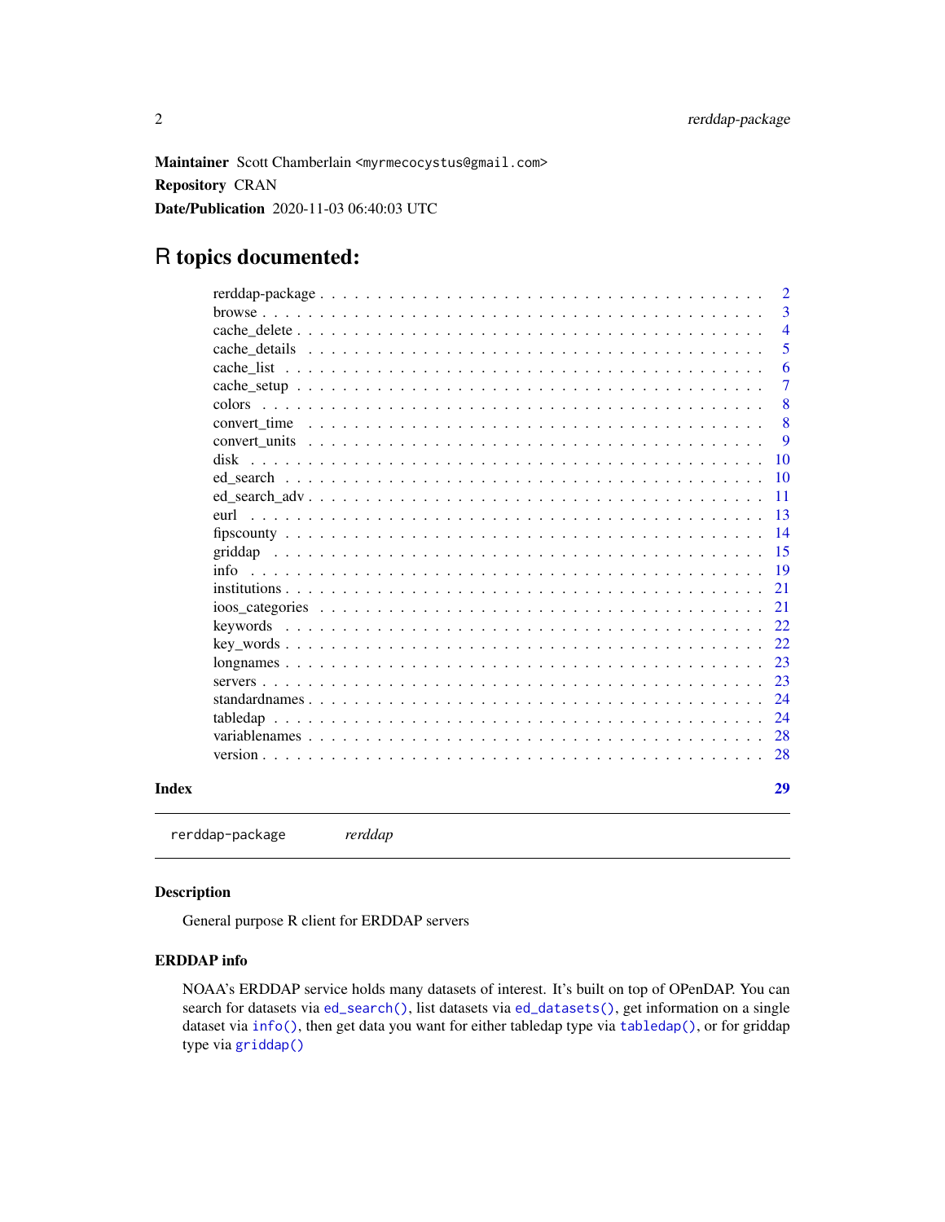**Maintainer** Scott Chamberlain <myrmecocystus@gmail.com>

**Repository** CRAN

**Date/Publication** 2020-11-03 06:40:03 UTC

# R topics documented:

| | |
|---|---|
| rerddap-package | 2 |
| browse | 3 |
| cache_delete | 4 |
| cache_details | 5 |
| cache_list | 6 |
| cache_setup | 7 |
| colors | 8 |
| convert_time | 8 |
| convert_units | 9 |
| disk | 10 |
| ed_search | 10 |
| ed_search_adv | 11 |
| eurl | 13 |
| fipscounty | 14 |
| griddap | 15 |
| info | 19 |
| institutions | 21 |
| ioos_categories | 21 |
| keywords | 22 |
| key_words | 22 |
| longnames | 23 |
| servers | 23 |
| standardnames | 24 |
| tabledap | 24 |
| variablenames | 28 |
| version | 28 |

**Index** **29**

---

rerddap-package        *rerddap*

---

### Description

General purpose R client for ERDDAP servers

### ERDDAP info

NOAA's ERDDAP service holds many datasets of interest. It's built on top of OPenDAP. You can search for datasets via `ed_search()`, list datasets via `ed_datasets()`, get information on a single dataset via `info()`, then get data you want for either tabledap type via `tabledap()`, or for griddap type via `griddap()`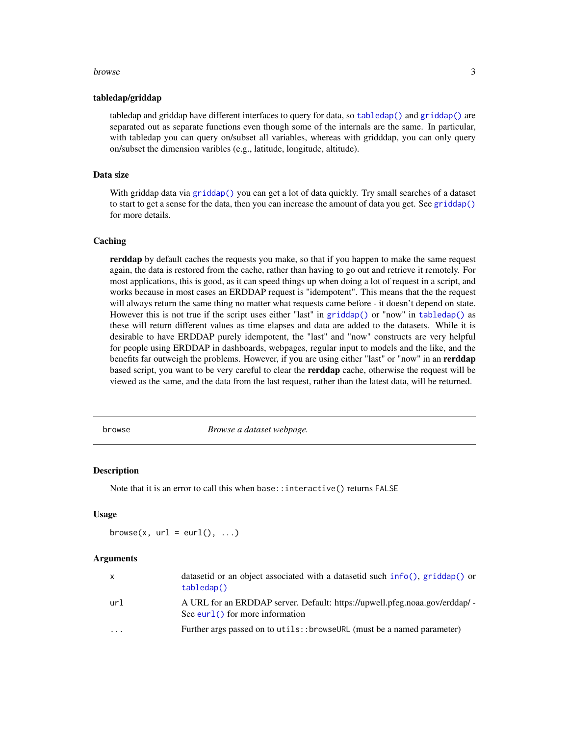### tabledap/griddap

tabledap and griddap have different interfaces to query for data, so `tabledap()` and `griddap()` are separated out as separate functions even though some of the internals are the same. In particular, with tabledap you can query on/subset all variables, whereas with gridddap, you can only query on/subset the dimension varibles (e.g., latitude, longitude, altitude).

### Data size

With griddap data via `griddap()` you can get a lot of data quickly. Try small searches of a dataset to start to get a sense for the data, then you can increase the amount of data you get. See `griddap()` for more details.

### Caching

**rerddap** by default caches the requests you make, so that if you happen to make the same request again, the data is restored from the cache, rather than having to go out and retrieve it remotely. For most applications, this is good, as it can speed things up when doing a lot of request in a script, and works because in most cases an ERDDAP request is "idempotent". This means that the the request will always return the same thing no matter what requests came before - it doesn't depend on state. However this is not true if the script uses either "last" in `griddap()` or "now" in `tabledap()` as these will return different values as time elapses and data are added to the datasets. While it is desirable to have ERDDAP purely idempotent, the "last" and "now" constructs are very helpful for people using ERDDAP in dashboards, webpages, regular input to models and the like, and the benefits far outweigh the problems. However, if you are using either "last" or "now" in an **rerddap** based script, you want to be very careful to clear the **rerddap** cache, otherwise the request will be viewed as the same, and the data from the last request, rather than the latest data, will be returned.

---

## browse — *Browse a dataset webpage.*

---

### Description

Note that it is an error to call this when `base::interactive()` returns `FALSE`

### Usage

```
browse(x, url = eurl(), ...)
```

### Arguments

| | |
|---|---|
| `x` | datasetid or an object associated with a datasetid such `info()`, `griddap()` or `tabledap()` |
| `url` | A URL for an ERDDAP server. Default: https://upwell.pfeg.noaa.gov/erddap/ - See `eurl()` for more information |
| `...` | Further args passed on to `utils::browseURL` (must be a named parameter) |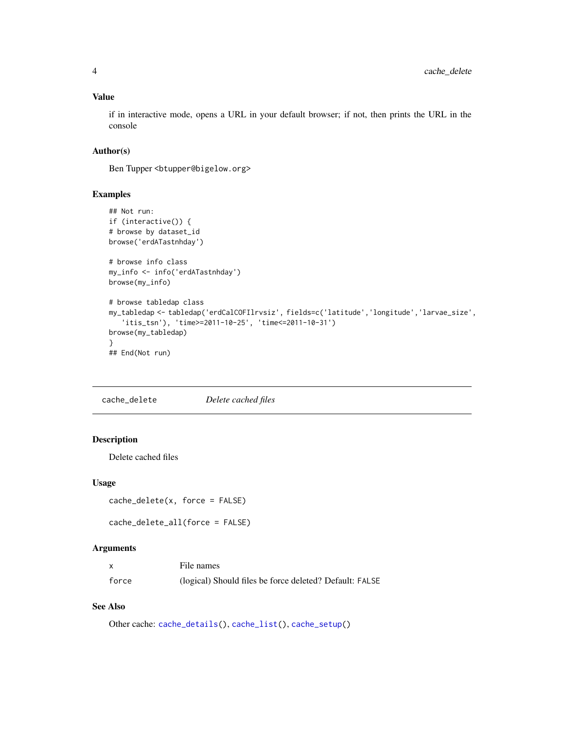### Value

if in interactive mode, opens a URL in your default browser; if not, then prints the URL in the console

### Author(s)

Ben Tupper <btupper@bigelow.org>

### Examples

```
## Not run:
if (interactive()) {
# browse by dataset_id
browse('erdATastnhday')

# browse info class
my_info <- info('erdATastnhday')
browse(my_info)

# browse tabledap class
my_tabledap <- tabledap('erdCalCOFIlrvsiz', fields=c('latitude','longitude','larvae_size',
   'itis_tsn'), 'time>=2011-10-25', 'time<=2011-10-31')
browse(my_tabledap)
}
## End(Not run)
```

---

## cache_delete *Delete cached files*

### Description

Delete cached files

### Usage

```
cache_delete(x, force = FALSE)

cache_delete_all(force = FALSE)
```

### Arguments

| | |
|---|---|
| x | File names |
| force | (logical) Should files be force deleted? Default: FALSE |

### See Also

Other cache: cache_details(), cache_list(), cache_setup()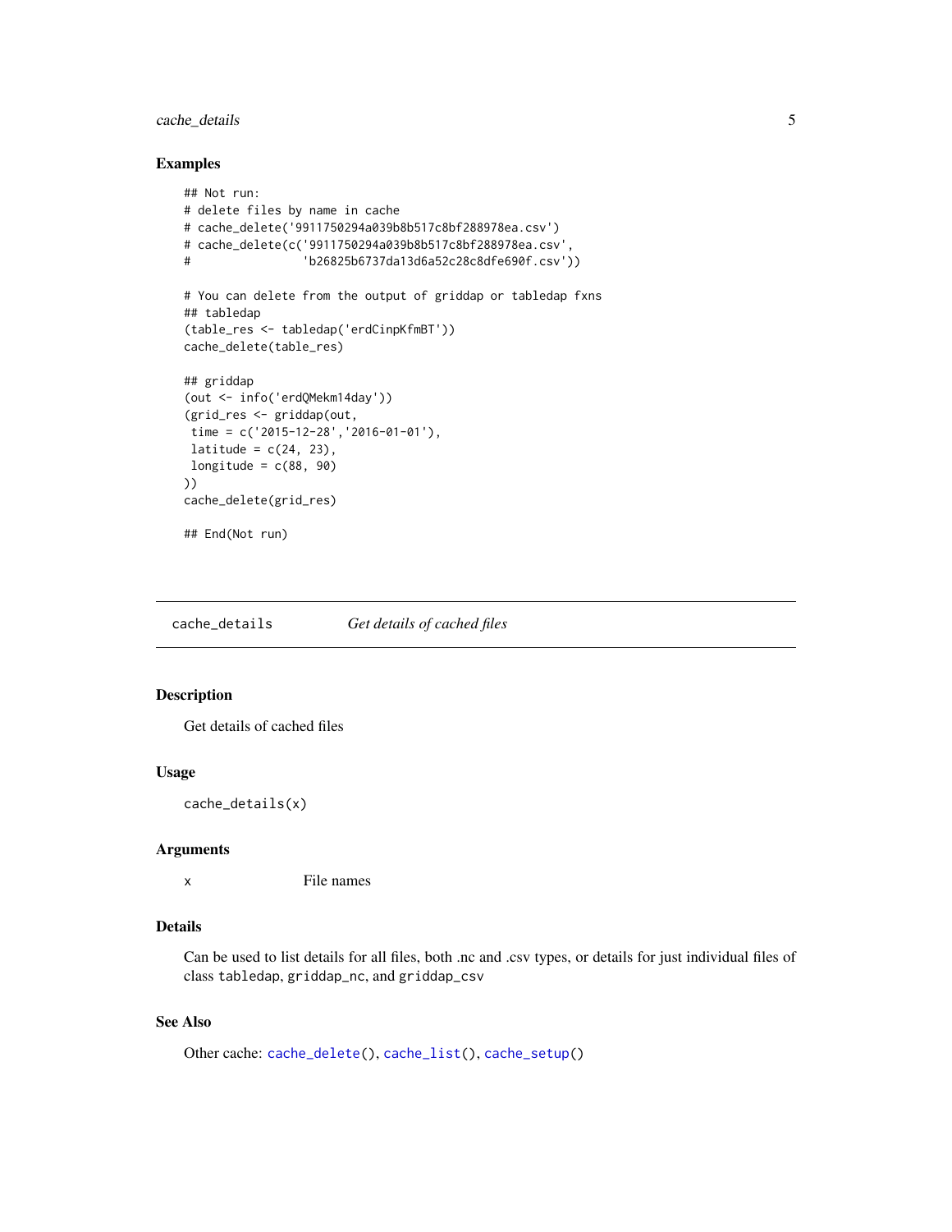### Examples

```
## Not run:
# delete files by name in cache
# cache_delete('9911750294a039b8b517c8bf288978ea.csv')
# cache_delete(c('9911750294a039b8b517c8bf288978ea.csv',
#                'b26825b6737da13d6a52c28c8dfe690f.csv'))

# You can delete from the output of griddap or tabledap fxns
## tabledap
(table_res <- tabledap('erdCinpKfmBT'))
cache_delete(table_res)

## griddap
(out <- info('erdQMekm14day'))
(grid_res <- griddap(out,
 time = c('2015-12-28','2016-01-01'),
 latitude = c(24, 23),
 longitude = c(88, 90)
))
cache_delete(grid_res)

## End(Not run)
```

---

## cache_details    *Get details of cached files*

---

### Description

Get details of cached files

### Usage

```
cache_details(x)
```

### Arguments

| | |
|---|---|
| x | File names |

### Details

Can be used to list details for all files, both .nc and .csv types, or details for just individual files of class `tabledap`, `griddap_nc`, and `griddap_csv`

### See Also

Other cache: `cache_delete()`, `cache_list()`, `cache_setup()`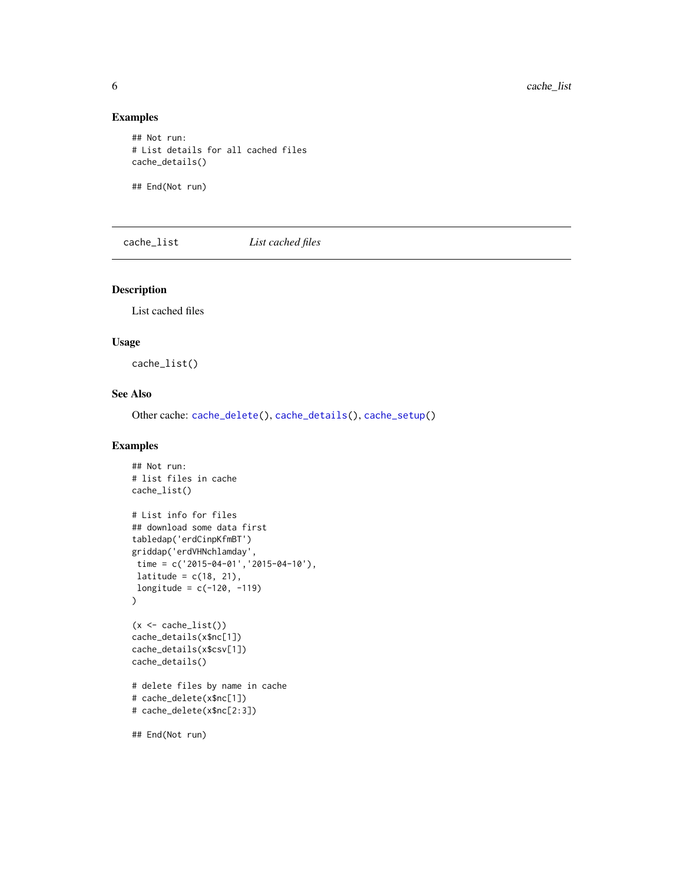### Examples

```
## Not run:
# List details for all cached files
cache_details()

## End(Not run)
```

---

## cache_list — *List cached files*

### Description

List cached files

### Usage

```
cache_list()
```

### See Also

Other cache: cache_delete(), cache_details(), cache_setup()

### Examples

```
## Not run:
# list files in cache
cache_list()

# List info for files
## download some data first
tabledap('erdCinpKfmBT')
griddap('erdVHNchlamday',
 time = c('2015-04-01','2015-04-10'),
 latitude = c(18, 21),
 longitude = c(-120, -119)
)

(x <- cache_list())
cache_details(x$nc[1])
cache_details(x$csv[1])
cache_details()

# delete files by name in cache
# cache_delete(x$nc[1])
# cache_delete(x$nc[2:3])

## End(Not run)
```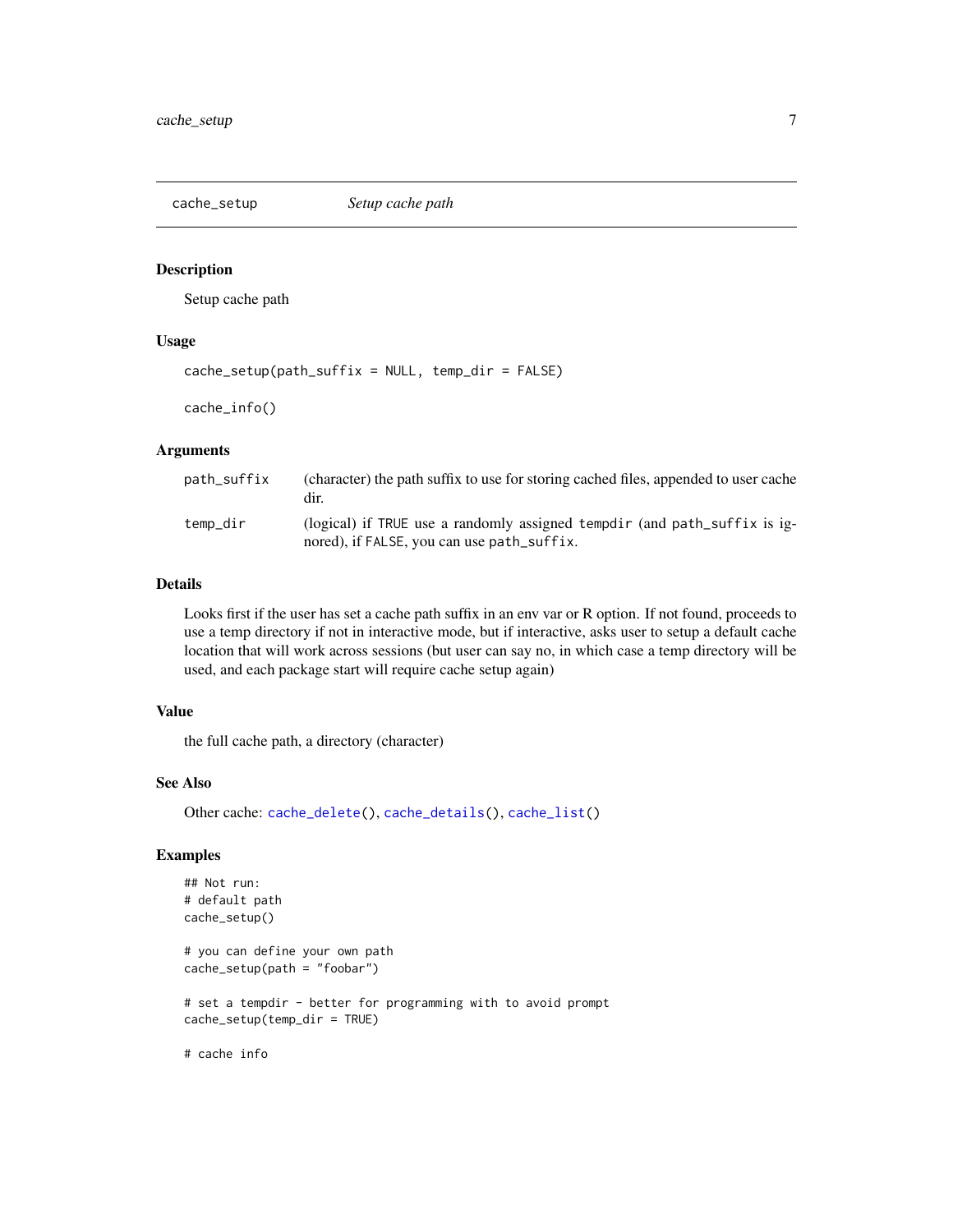cache_setup *Setup cache path*

### Description

Setup cache path

### Usage

```
cache_setup(path_suffix = NULL, temp_dir = FALSE)

cache_info()
```

### Arguments

| | |
|---|---|
| path_suffix | (character) the path suffix to use for storing cached files, appended to user cache dir. |
| temp_dir | (logical) if TRUE use a randomly assigned tempdir (and path_suffix is ignored), if FALSE, you can use path_suffix. |

### Details

Looks first if the user has set a cache path suffix in an env var or R option. If not found, proceeds to use a temp directory if not in interactive mode, but if interactive, asks user to setup a default cache location that will work across sessions (but user can say no, in which case a temp directory will be used, and each package start will require cache setup again)

### Value

the full cache path, a directory (character)

### See Also

Other cache: cache_delete(), cache_details(), cache_list()

### Examples

```
## Not run:
# default path
cache_setup()

# you can define your own path
cache_setup(path = "foobar")

# set a tempdir - better for programming with to avoid prompt
cache_setup(temp_dir = TRUE)

# cache info
```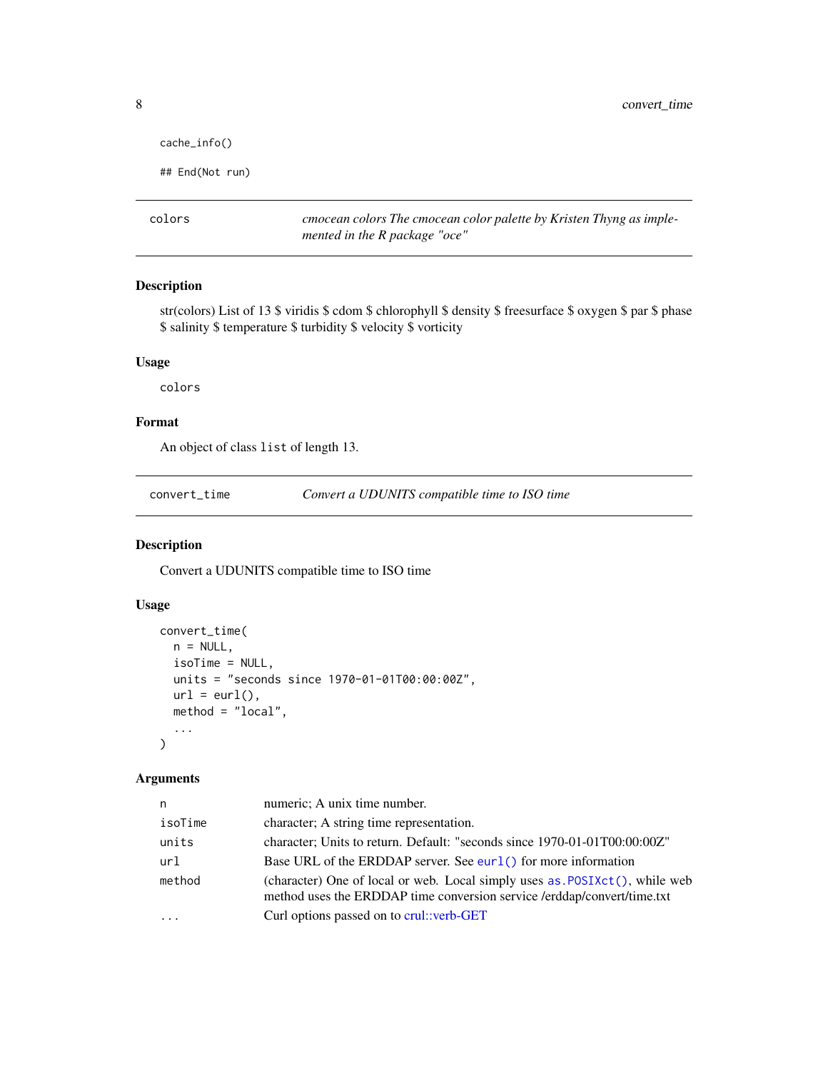```
cache_info()

## End(Not run)
```

## colors — *cmocean colors The cmocean color palette by Kristen Thyng as implemented in the R package "oce"*

### Description

str(colors) List of 13 $ viridis $ cdom $ chlorophyll $ density $ freesurface $ oxygen $ par $ phase $ salinity $ temperature $ turbidity $ velocity $ vorticity

### Usage

```
colors
```

### Format

An object of class `list` of length 13.

## convert_time — *Convert a UDUNITS compatible time to ISO time*

### Description

Convert a UDUNITS compatible time to ISO time

### Usage

```
convert_time(
  n = NULL,
  isoTime = NULL,
  units = "seconds since 1970-01-01T00:00:00Z",
  url = eurl(),
  method = "local",
  ...
)
```

### Arguments

| | |
|---|---|
| `n` | numeric; A unix time number. |
| `isoTime` | character; A string time representation. |
| `units` | character; Units to return. Default: "seconds since 1970-01-01T00:00:00Z" |
| `url` | Base URL of the ERDDAP server. See `eurl()` for more information |
| `method` | (character) One of local or web. Local simply uses `as.POSIXct()`, while web method uses the ERDDAP time conversion service /erddap/convert/time.txt |
| `...` | Curl options passed on to crul::verb-GET |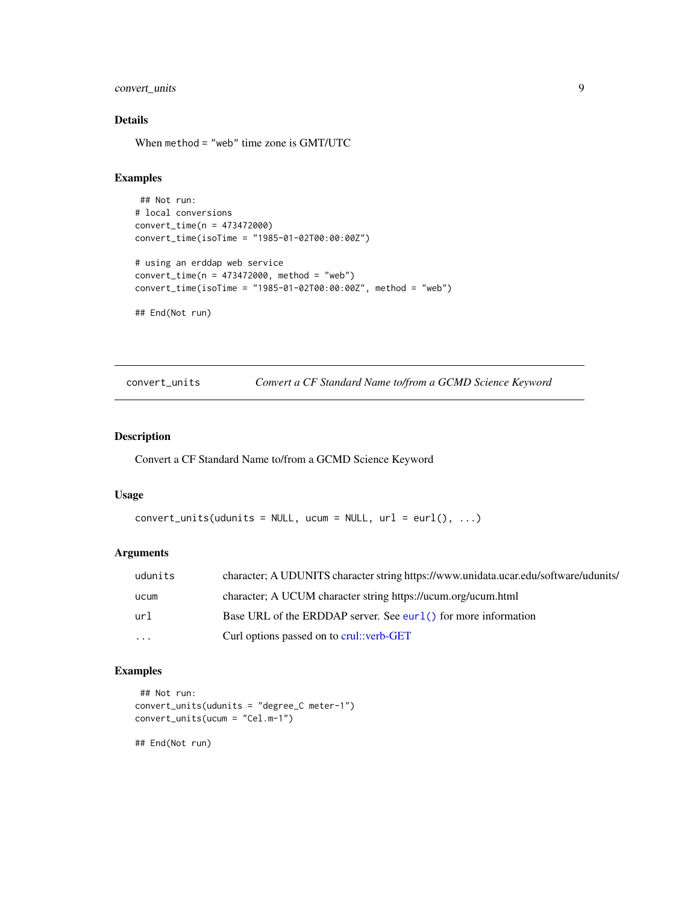### Details

When `method = "web"` time zone is GMT/UTC

### Examples

```
## Not run:
# local conversions
convert_time(n = 473472000)
convert_time(isoTime = "1985-01-02T00:00:00Z")

# using an erddap web service
convert_time(n = 473472000, method = "web")
convert_time(isoTime = "1985-01-02T00:00:00Z", method = "web")

## End(Not run)
```

---

## convert_units — *Convert a CF Standard Name to/from a GCMD Science Keyword*

---

### Description

Convert a CF Standard Name to/from a GCMD Science Keyword

### Usage

```
convert_units(udunits = NULL, ucum = NULL, url = eurl(), ...)
```

### Arguments

| | |
|---|---|
| `udunits` | character; A UDUNITS character string https://www.unidata.ucar.edu/software/udunits/ |
| `ucum` | character; A UCUM character string https://ucum.org/ucum.html |
| `url` | Base URL of the ERDDAP server. See `eurl()` for more information |
| `...` | Curl options passed on to crul::verb-GET |

### Examples

```
## Not run:
convert_units(udunits = "degree_C meter-1")
convert_units(ucum = "Cel.m-1")

## End(Not run)
```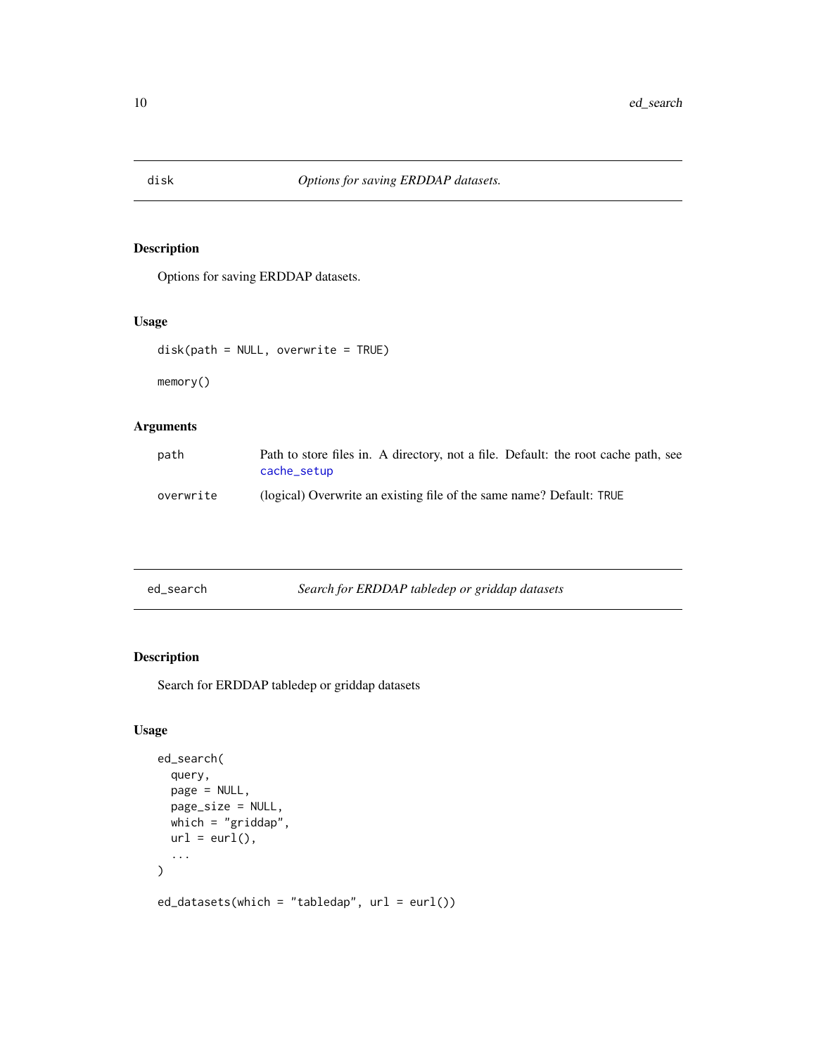## disk — *Options for saving ERDDAP datasets.*

### Description

Options for saving ERDDAP datasets.

### Usage

```
disk(path = NULL, overwrite = TRUE)

memory()
```

### Arguments

| | |
|---|---|
| path | Path to store files in. A directory, not a file. Default: the root cache path, see cache_setup |
| overwrite | (logical) Overwrite an existing file of the same name? Default: TRUE |

## ed_search — *Search for ERDDAP tabledep or griddap datasets*

### Description

Search for ERDDAP tabledep or griddap datasets

### Usage

```
ed_search(
  query,
  page = NULL,
  page_size = NULL,
  which = "griddap",
  url = eurl(),
  ...
)

ed_datasets(which = "tabledap", url = eurl())
```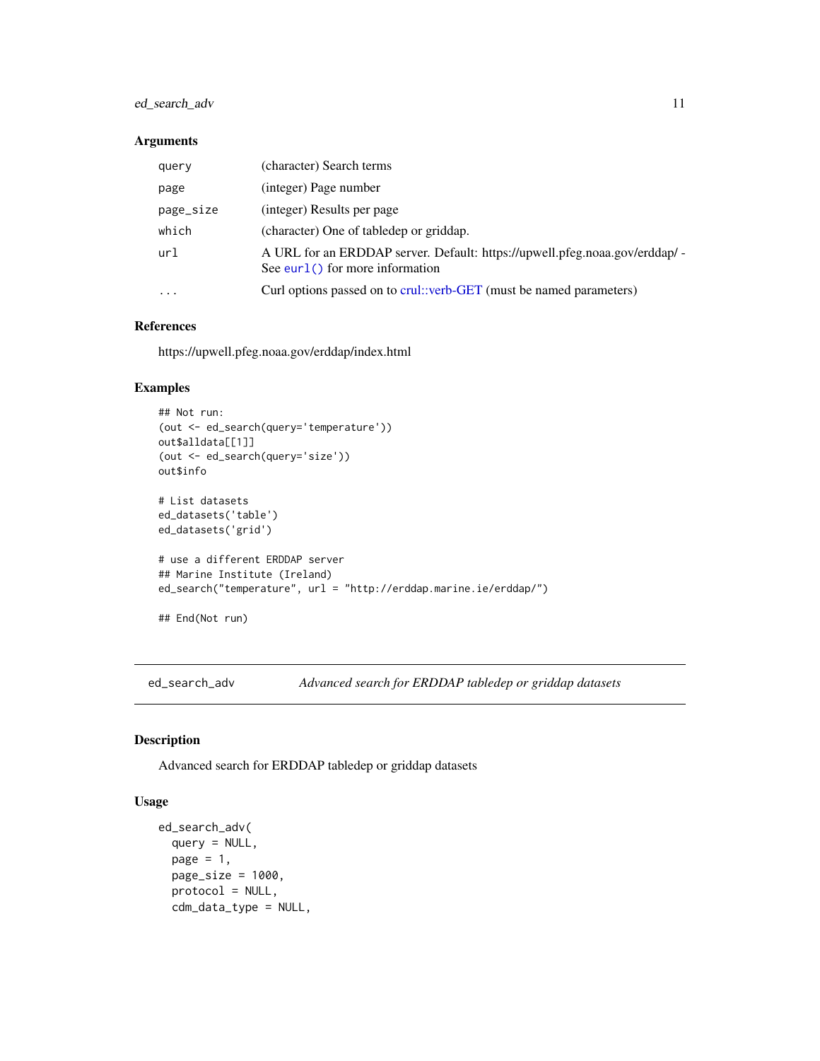### Arguments

| | |
|---|---|
| query | (character) Search terms |
| page | (integer) Page number |
| page_size | (integer) Results per page |
| which | (character) One of tabledep or griddap. |
| url | A URL for an ERDDAP server. Default: https://upwell.pfeg.noaa.gov/erddap/ - See eurl() for more information |
| ... | Curl options passed on to crul::verb-GET (must be named parameters) |

### References

https://upwell.pfeg.noaa.gov/erddap/index.html

### Examples

```
## Not run:
(out <- ed_search(query='temperature'))
out$alldata[[1]]
(out <- ed_search(query='size'))
out$info

# List datasets
ed_datasets('table')
ed_datasets('grid')

# use a different ERDDAP server
## Marine Institute (Ireland)
ed_search("temperature", url = "http://erddap.marine.ie/erddap/")

## End(Not run)
```

---

## ed_search_adv *Advanced search for ERDDAP tabledep or griddap datasets*

### Description

Advanced search for ERDDAP tabledep or griddap datasets

### Usage

```
ed_search_adv(
  query = NULL,
  page = 1,
  page_size = 1000,
  protocol = NULL,
  cdm_data_type = NULL,
```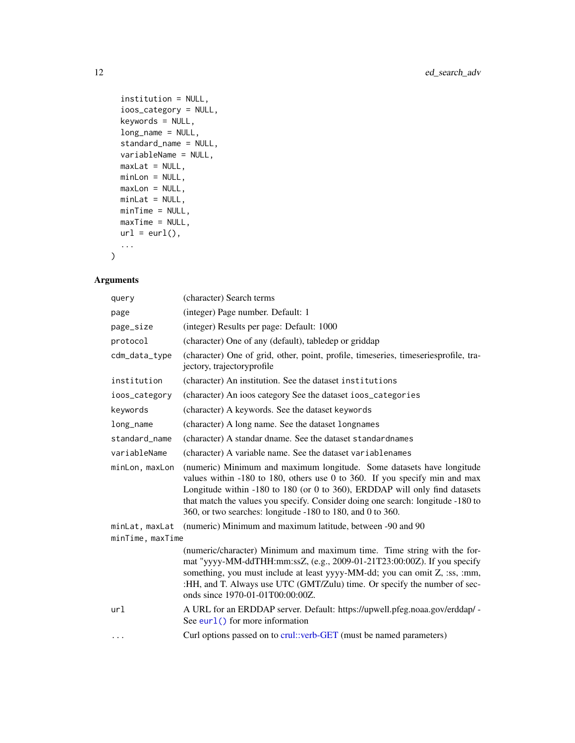```
  institution = NULL,
  ioos_category = NULL,
  keywords = NULL,
  long_name = NULL,
  standard_name = NULL,
  variableName = NULL,
  maxLat = NULL,
  minLon = NULL,
  maxLon = NULL,
  minLat = NULL,
  minTime = NULL,
  maxTime = NULL,
  url = eurl(),
  ...
)
```

## Arguments

| Argument | Description |
| --- | --- |
| `query` | (character) Search terms |
| `page` | (integer) Page number. Default: 1 |
| `page_size` | (integer) Results per page: Default: 1000 |
| `protocol` | (character) One of any (default), tabledep or griddap |
| `cdm_data_type` | (character) One of grid, other, point, profile, timeseries, timeseriesprofile, trajectory, trajectoryprofile |
| `institution` | (character) An institution. See the dataset `institutions` |
| `ioos_category` | (character) An ioos category See the dataset `ioos_categories` |
| `keywords` | (character) A keywords. See the dataset `keywords` |
| `long_name` | (character) A long name. See the dataset `longnames` |
| `standard_name` | (character) A standar dname. See the dataset `standardnames` |
| `variableName` | (character) A variable name. See the dataset `variablenames` |
| `minLon, maxLon` | (numeric) Minimum and maximum longitude. Some datasets have longitude values within -180 to 180, others use 0 to 360. If you specify min and max Longitude within -180 to 180 (or 0 to 360), ERDDAP will only find datasets that match the values you specify. Consider doing one search: longitude -180 to 360, or two searches: longitude -180 to 180, and 0 to 360. |
| `minLat, maxLat` | (numeric) Minimum and maximum latitude, between -90 and 90 |
| `minTime, maxTime` | (numeric/character) Minimum and maximum time. Time string with the format "yyyy-MM-ddTHH:mm:ssZ, (e.g., 2009-01-21T23:00:00Z). If you specify something, you must include at least yyyy-MM-dd; you can omit Z, :ss, :mm, :HH, and T. Always use UTC (GMT/Zulu) time. Or specify the number of seconds since 1970-01-01T00:00:00Z. |
| `url` | A URL for an ERDDAP server. Default: https://upwell.pfeg.noaa.gov/erddap/ - See `eurl()` for more information |
| `...` | Curl options passed on to crul::verb-GET (must be named parameters) |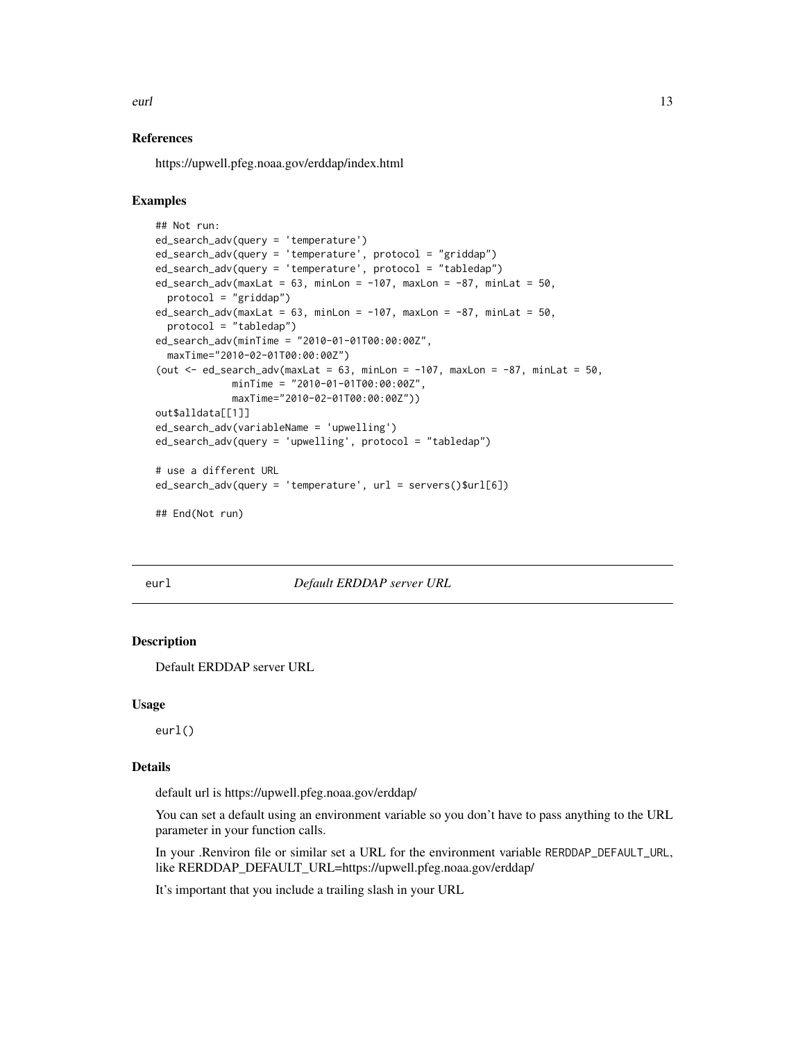### References

https://upwell.pfeg.noaa.gov/erddap/index.html

### Examples

```
## Not run:
ed_search_adv(query = 'temperature')
ed_search_adv(query = 'temperature', protocol = "griddap")
ed_search_adv(query = 'temperature', protocol = "tabledap")
ed_search_adv(maxLat = 63, minLon = -107, maxLon = -87, minLat = 50,
  protocol = "griddap")
ed_search_adv(maxLat = 63, minLon = -107, maxLon = -87, minLat = 50,
  protocol = "tabledap")
ed_search_adv(minTime = "2010-01-01T00:00:00Z",
  maxTime="2010-02-01T00:00:00Z")
(out <- ed_search_adv(maxLat = 63, minLon = -107, maxLon = -87, minLat = 50,
             minTime = "2010-01-01T00:00:00Z",
             maxTime="2010-02-01T00:00:00Z"))
out$alldata[[1]]
ed_search_adv(variableName = 'upwelling')
ed_search_adv(query = 'upwelling', protocol = "tabledap")

# use a different URL
ed_search_adv(query = 'temperature', url = servers()$url[6])

## End(Not run)
```

## eurl — *Default ERDDAP server URL*

### Description

Default ERDDAP server URL

### Usage

```
eurl()
```

### Details

default url is https://upwell.pfeg.noaa.gov/erddap/

You can set a default using an environment variable so you don't have to pass anything to the URL parameter in your function calls.

In your .Renviron file or similar set a URL for the environment variable `RERDDAP_DEFAULT_URL`, like RERDDAP_DEFAULT_URL=https://upwell.pfeg.noaa.gov/erddap/

It's important that you include a trailing slash in your URL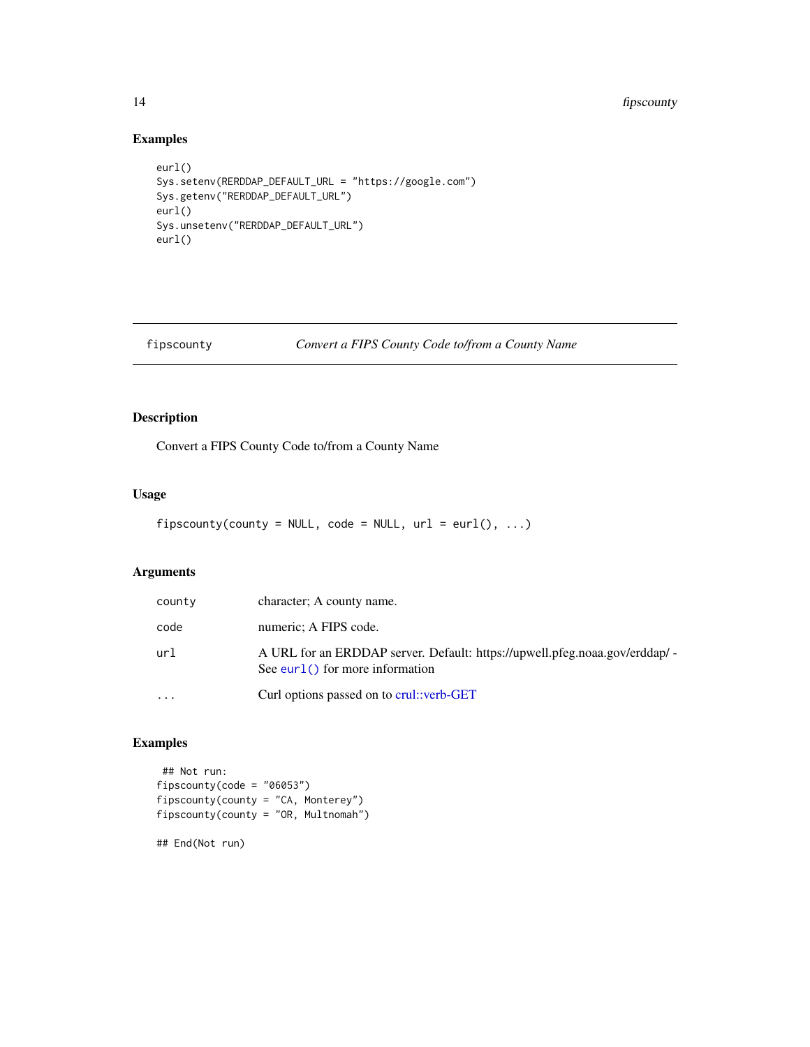## Examples

```
eurl()
Sys.setenv(RERDDAP_DEFAULT_URL = "https://google.com")
Sys.getenv("RERDDAP_DEFAULT_URL")
eurl()
Sys.unsetenv("RERDDAP_DEFAULT_URL")
eurl()
```

---

# fipscounty — *Convert a FIPS County Code to/from a County Name*

## Description

Convert a FIPS County Code to/from a County Name

## Usage

```
fipscounty(county = NULL, code = NULL, url = eurl(), ...)
```

## Arguments

| | |
|---|---|
| `county` | character; A county name. |
| `code` | numeric; A FIPS code. |
| `url` | A URL for an ERDDAP server. Default: https://upwell.pfeg.noaa.gov/erddap/ - See `eurl()` for more information |
| `...` | Curl options passed on to crul::verb-GET |

## Examples

```
 ## Not run:
fipscounty(code = "06053")
fipscounty(county = "CA, Monterey")
fipscounty(county = "OR, Multnomah")

## End(Not run)
```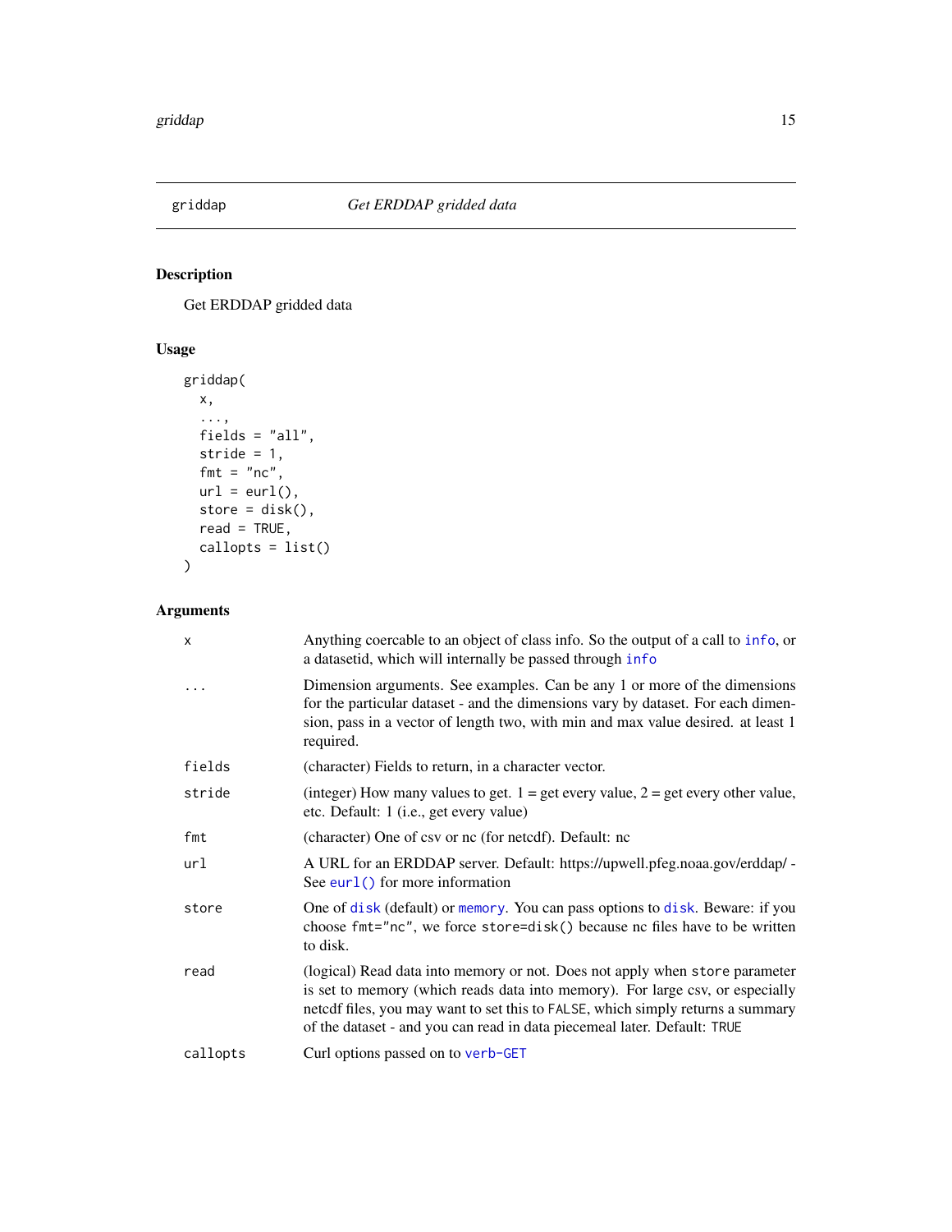## griddap — *Get ERDDAP gridded data*

### Description

Get ERDDAP gridded data

### Usage

```
griddap(
  x,
  ...,
  fields = "all",
  stride = 1,
  fmt = "nc",
  url = eurl(),
  store = disk(),
  read = TRUE,
  callopts = list()
)
```

### Arguments

| Argument | Description |
|---|---|
| `x` | Anything coercable to an object of class info. So the output of a call to `info`, or a datasetid, which will internally be passed through `info` |
| `...` | Dimension arguments. See examples. Can be any 1 or more of the dimensions for the particular dataset - and the dimensions vary by dataset. For each dimension, pass in a vector of length two, with min and max value desired. at least 1 required. |
| `fields` | (character) Fields to return, in a character vector. |
| `stride` | (integer) How many values to get. 1 = get every value, 2 = get every other value, etc. Default: 1 (i.e., get every value) |
| `fmt` | (character) One of csv or nc (for netcdf). Default: nc |
| `url` | A URL for an ERDDAP server. Default: https://upwell.pfeg.noaa.gov/erddap/ - See `eurl()` for more information |
| `store` | One of `disk` (default) or `memory`. You can pass options to `disk`. Beware: if you choose `fmt="nc"`, we force `store=disk()` because nc files have to be written to disk. |
| `read` | (logical) Read data into memory or not. Does not apply when `store` parameter is set to memory (which reads data into memory). For large csv, or especially netcdf files, you may want to set this to `FALSE`, which simply returns a summary of the dataset - and you can read in data piecemeal later. Default: `TRUE` |
| `callopts` | Curl options passed on to `verb-GET` |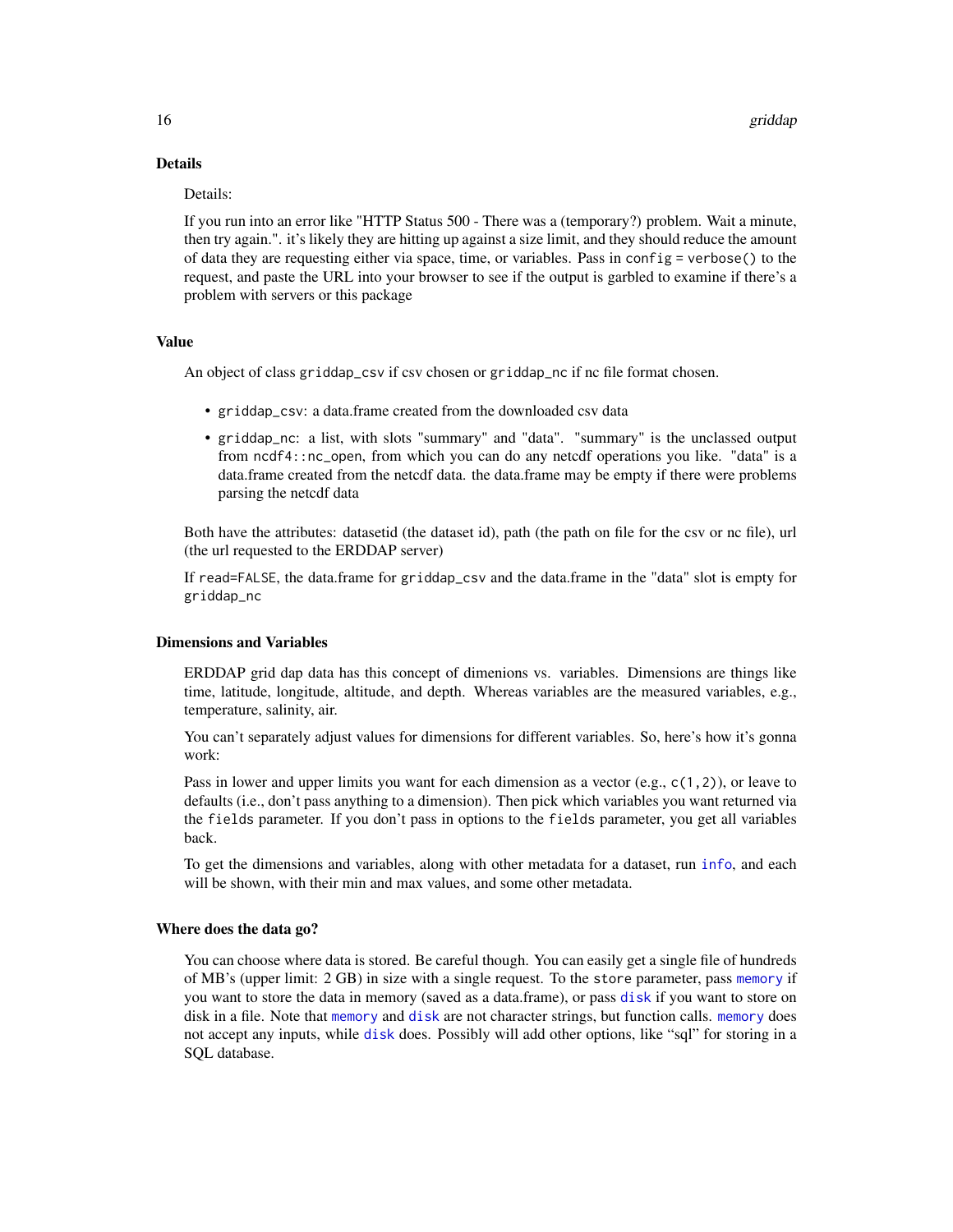### Details

Details:

If you run into an error like "HTTP Status 500 - There was a (temporary?) problem. Wait a minute, then try again.". it's likely they are hitting up against a size limit, and they should reduce the amount of data they are requesting either via space, time, or variables. Pass in `config = verbose()` to the request, and paste the URL into your browser to see if the output is garbled to examine if there's a problem with servers or this package

### Value

An object of class `griddap_csv` if csv chosen or `griddap_nc` if nc file format chosen.

- `griddap_csv`: a data.frame created from the downloaded csv data
- `griddap_nc`: a list, with slots "summary" and "data". "summary" is the unclassed output from `ncdf4::nc_open`, from which you can do any netcdf operations you like. "data" is a data.frame created from the netcdf data. the data.frame may be empty if there were problems parsing the netcdf data

Both have the attributes: datasetid (the dataset id), path (the path on file for the csv or nc file), url (the url requested to the ERDDAP server)

If `read=FALSE`, the data.frame for `griddap_csv` and the data.frame in the "data" slot is empty for `griddap_nc`

### Dimensions and Variables

ERDDAP grid dap data has this concept of dimenions vs. variables. Dimensions are things like time, latitude, longitude, altitude, and depth. Whereas variables are the measured variables, e.g., temperature, salinity, air.

You can't separately adjust values for dimensions for different variables. So, here's how it's gonna work:

Pass in lower and upper limits you want for each dimension as a vector (e.g., `c(1,2)`), or leave to defaults (i.e., don't pass anything to a dimension). Then pick which variables you want returned via the `fields` parameter. If you don't pass in options to the `fields` parameter, you get all variables back.

To get the dimensions and variables, along with other metadata for a dataset, run `info`, and each will be shown, with their min and max values, and some other metadata.

### Where does the data go?

You can choose where data is stored. Be careful though. You can easily get a single file of hundreds of MB's (upper limit: 2 GB) in size with a single request. To the `store` parameter, pass `memory` if you want to store the data in memory (saved as a data.frame), or pass `disk` if you want to store on disk in a file. Note that `memory` and `disk` are not character strings, but function calls. `memory` does not accept any inputs, while `disk` does. Possibly will add other options, like "sql" for storing in a SQL database.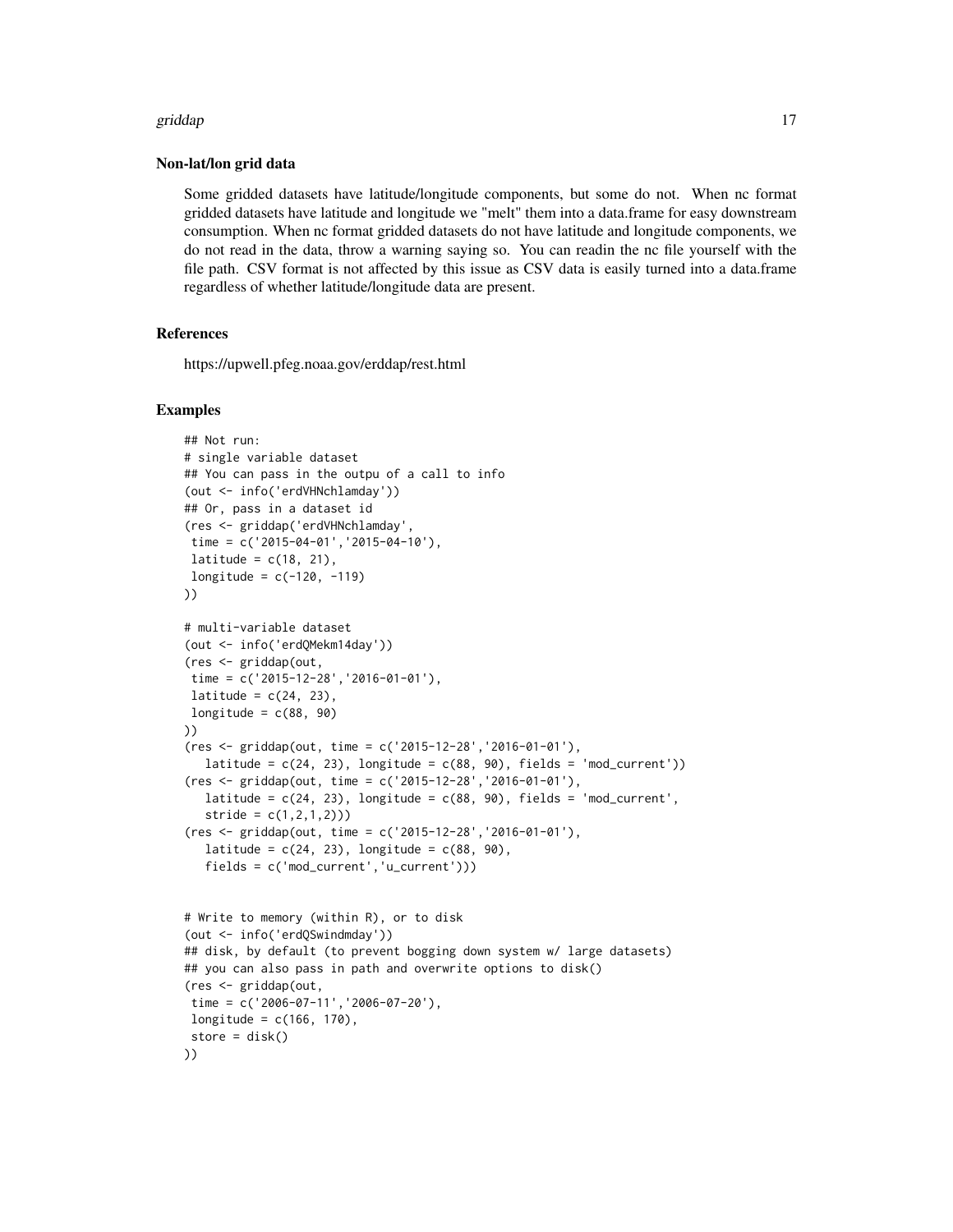### Non-lat/lon grid data

Some gridded datasets have latitude/longitude components, but some do not. When nc format gridded datasets have latitude and longitude we "melt" them into a data.frame for easy downstream consumption. When nc format gridded datasets do not have latitude and longitude components, we do not read in the data, throw a warning saying so. You can readin the nc file yourself with the file path. CSV format is not affected by this issue as CSV data is easily turned into a data.frame regardless of whether latitude/longitude data are present.

### References

https://upwell.pfeg.noaa.gov/erddap/rest.html

### Examples

```
## Not run:
# single variable dataset
## You can pass in the outpu of a call to info
(out <- info('erdVHNchlamday'))
## Or, pass in a dataset id
(res <- griddap('erdVHNchlamday',
 time = c('2015-04-01','2015-04-10'),
 latitude = c(18, 21),
 longitude = c(-120, -119)
))

# multi-variable dataset
(out <- info('erdQMekm14day'))
(res <- griddap(out,
 time = c('2015-12-28','2016-01-01'),
 latitude = c(24, 23),
 longitude = c(88, 90)
))
(res <- griddap(out, time = c('2015-12-28','2016-01-01'),
   latitude = c(24, 23), longitude = c(88, 90), fields = 'mod_current'))
(res <- griddap(out, time = c('2015-12-28','2016-01-01'),
   latitude = c(24, 23), longitude = c(88, 90), fields = 'mod_current',
   stride = c(1,2,1,2)))
(res <- griddap(out, time = c('2015-12-28','2016-01-01'),
   latitude = c(24, 23), longitude = c(88, 90),
   fields = c('mod_current','u_current')))


# Write to memory (within R), or to disk
(out <- info('erdQSwindmday'))
## disk, by default (to prevent bogging down system w/ large datasets)
## you can also pass in path and overwrite options to disk()
(res <- griddap(out,
 time = c('2006-07-11','2006-07-20'),
 longitude = c(166, 170),
 store = disk()
))
```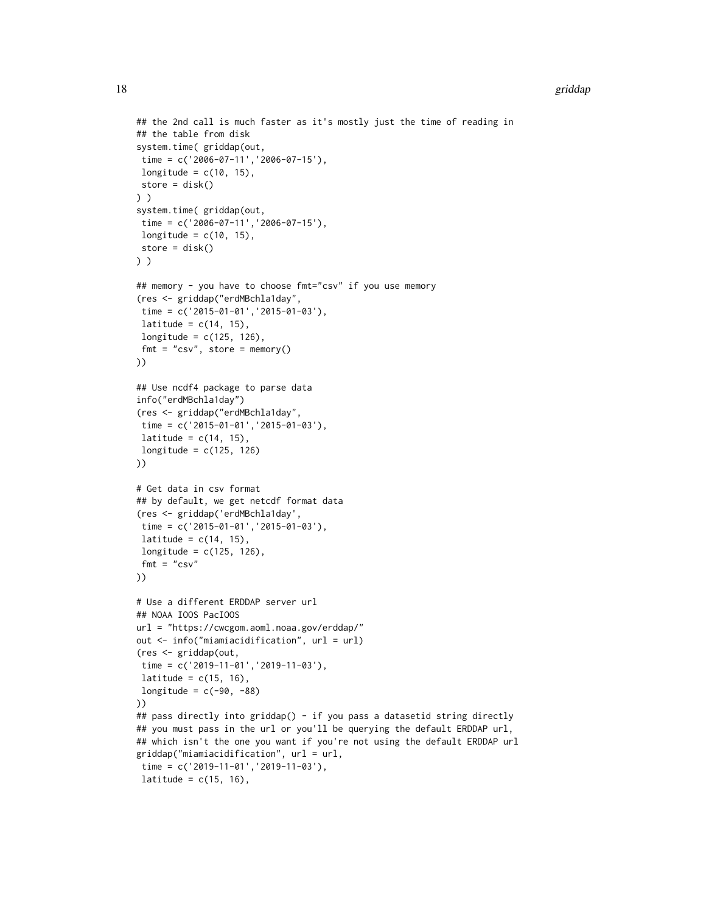```
## the 2nd call is much faster as it's mostly just the time of reading in
## the table from disk
system.time( griddap(out,
 time = c('2006-07-11','2006-07-15'),
 longitude = c(10, 15),
 store = disk()
) )
system.time( griddap(out,
 time = c('2006-07-11','2006-07-15'),
 longitude = c(10, 15),
 store = disk()
) )

## memory - you have to choose fmt="csv" if you use memory
(res <- griddap("erdMBchla1day",
 time = c('2015-01-01','2015-01-03'),
 latitude = c(14, 15),
 longitude = c(125, 126),
 fmt = "csv", store = memory()
))

## Use ncdf4 package to parse data
info("erdMBchla1day")
(res <- griddap("erdMBchla1day",
 time = c('2015-01-01','2015-01-03'),
 latitude = c(14, 15),
 longitude = c(125, 126)
))

# Get data in csv format
## by default, we get netcdf format data
(res <- griddap('erdMBchla1day',
 time = c('2015-01-01','2015-01-03'),
 latitude = c(14, 15),
 longitude = c(125, 126),
 fmt = "csv"
))

# Use a different ERDDAP server url
## NOAA IOOS PacIOOS
url = "https://cwcgom.aoml.noaa.gov/erddap/"
out <- info("miamiacidification", url = url)
(res <- griddap(out,
 time = c('2019-11-01','2019-11-03'),
 latitude = c(15, 16),
 longitude = c(-90, -88)
))
## pass directly into griddap() - if you pass a datasetid string directly
## you must pass in the url or you'll be querying the default ERDDAP url,
## which isn't the one you want if you're not using the default ERDDAP url
griddap("miamiacidification", url = url,
 time = c('2019-11-01','2019-11-03'),
 latitude = c(15, 16),
```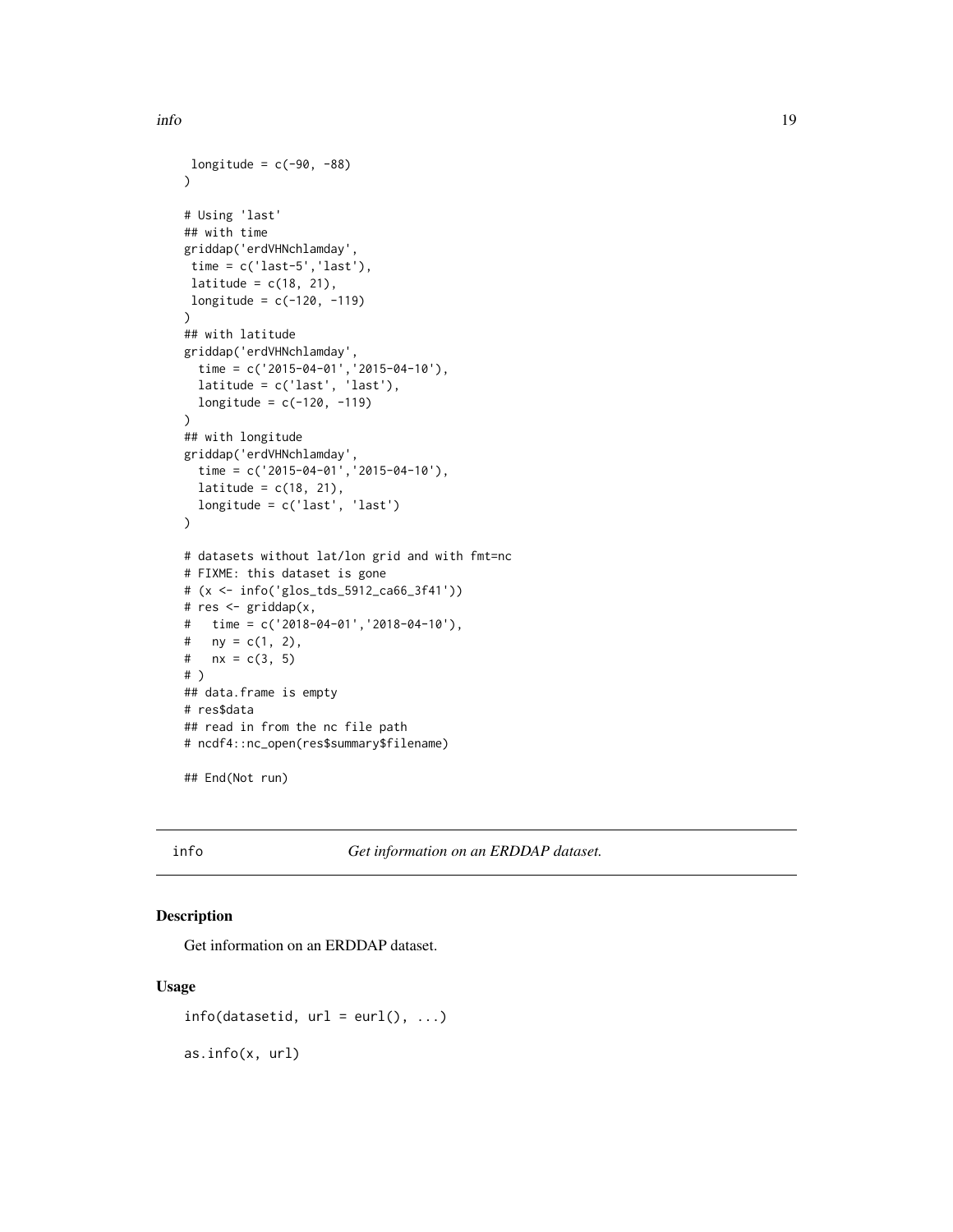```
 longitude = c(-90, -88)
)

# Using 'last'
## with time
griddap('erdVHNchlamday',
 time = c('last-5','last'),
 latitude = c(18, 21),
 longitude = c(-120, -119)
)
## with latitude
griddap('erdVHNchlamday',
  time = c('2015-04-01','2015-04-10'),
  latitude = c('last', 'last'),
  longitude = c(-120, -119)
)
## with longitude
griddap('erdVHNchlamday',
  time = c('2015-04-01','2015-04-10'),
  latitude = c(18, 21),
  longitude = c('last', 'last')
)

# datasets without lat/lon grid and with fmt=nc
# FIXME: this dataset is gone
# (x <- info('glos_tds_5912_ca66_3f41'))
# res <- griddap(x,
#   time = c('2018-04-01','2018-04-10'),
#   ny = c(1, 2),
#   nx = c(3, 5)
# )
## data.frame is empty
# res$data
## read in from the nc file path
# ncdf4::nc_open(res$summary$filename)

## End(Not run)
```

---

## info — *Get information on an ERDDAP dataset.*

### Description

Get information on an ERDDAP dataset.

### Usage

```
info(datasetid, url = eurl(), ...)

as.info(x, url)
```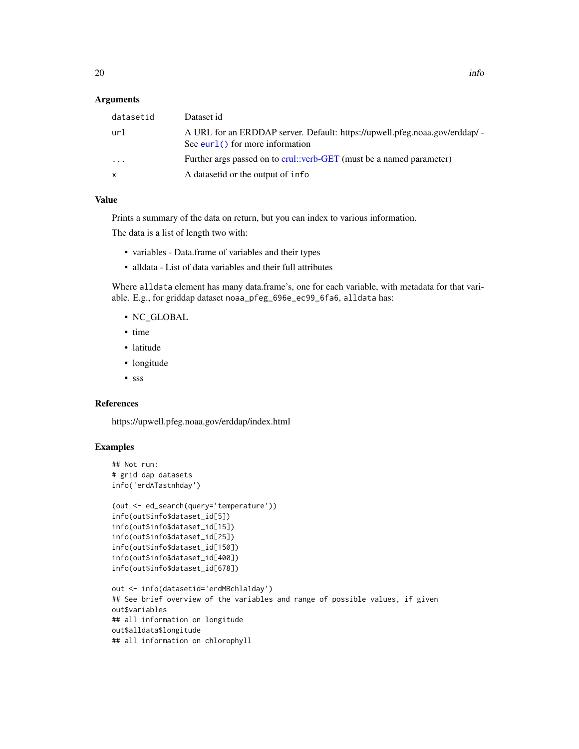### Arguments

| | |
|---|---|
| `datasetid` | Dataset id |
| `url` | A URL for an ERDDAP server. Default: https://upwell.pfeg.noaa.gov/erddap/ - See `eurl()` for more information |
| `...` | Further args passed on to crul::verb-GET (must be a named parameter) |
| `x` | A datasetid or the output of `info` |

### Value

Prints a summary of the data on return, but you can index to various information.

The data is a list of length two with:

- variables - Data.frame of variables and their types
- alldata - List of data variables and their full attributes

Where `alldata` element has many data.frame's, one for each variable, with metadata for that variable. E.g., for griddap dataset `noaa_pfeg_696e_ec99_6fa6`, `alldata` has:

- NC_GLOBAL
- time
- latitude
- longitude
- sss

### References

https://upwell.pfeg.noaa.gov/erddap/index.html

### Examples

```
## Not run:
# grid dap datasets
info('erdATastnhday')

(out <- ed_search(query='temperature'))
info(out$info$dataset_id[5])
info(out$info$dataset_id[15])
info(out$info$dataset_id[25])
info(out$info$dataset_id[150])
info(out$info$dataset_id[400])
info(out$info$dataset_id[678])

out <- info(datasetid='erdMBchla1day')
## See brief overview of the variables and range of possible values, if given
out$variables
## all information on longitude
out$alldata$longitude
## all information on chlorophyll
```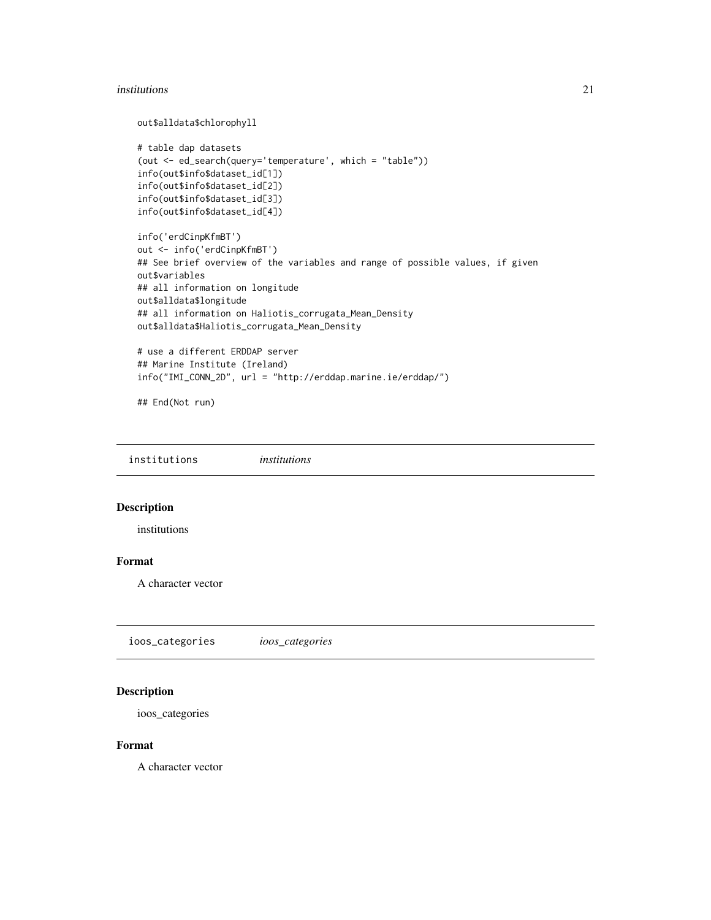```
out$alldata$chlorophyll

# table dap datasets
(out <- ed_search(query='temperature', which = "table"))
info(out$info$dataset_id[1])
info(out$info$dataset_id[2])
info(out$info$dataset_id[3])
info(out$info$dataset_id[4])

info('erdCinpKfmBT')
out <- info('erdCinpKfmBT')
## See brief overview of the variables and range of possible values, if given
out$variables
## all information on longitude
out$alldata$longitude
## all information on Haliotis_corrugata_Mean_Density
out$alldata$Haliotis_corrugata_Mean_Density

# use a different ERDDAP server
## Marine Institute (Ireland)
info("IMI_CONN_2D", url = "http://erddap.marine.ie/erddap/")

## End(Not run)
```

## institutions — *institutions*

### Description

institutions

### Format

A character vector

## ioos_categories — *ioos_categories*

### Description

ioos_categories

### Format

A character vector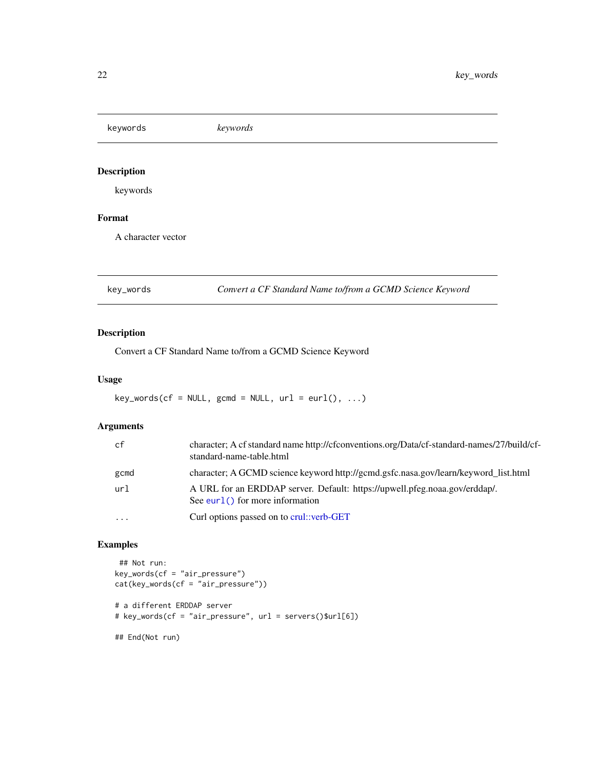## keywords *keywords*

### Description

keywords

### Format

A character vector

## key_words *Convert a CF Standard Name to/from a GCMD Science Keyword*

### Description

Convert a CF Standard Name to/from a GCMD Science Keyword

### Usage

```
key_words(cf = NULL, gcmd = NULL, url = eurl(), ...)
```

### Arguments

| | |
|---|---|
| cf | character; A cf standard name http://cfconventions.org/Data/cf-standard-names/27/build/cf-standard-name-table.html |
| gcmd | character; A GCMD science keyword http://gcmd.gsfc.nasa.gov/learn/keyword_list.html |
| url | A URL for an ERDDAP server. Default: https://upwell.pfeg.noaa.gov/erddap/. See eurl() for more information |
| ... | Curl options passed on to crul::verb-GET |

### Examples

```
 ## Not run:
key_words(cf = "air_pressure")
cat(key_words(cf = "air_pressure"))

# a different ERDDAP server
# key_words(cf = "air_pressure", url = servers()$url[6])

## End(Not run)
```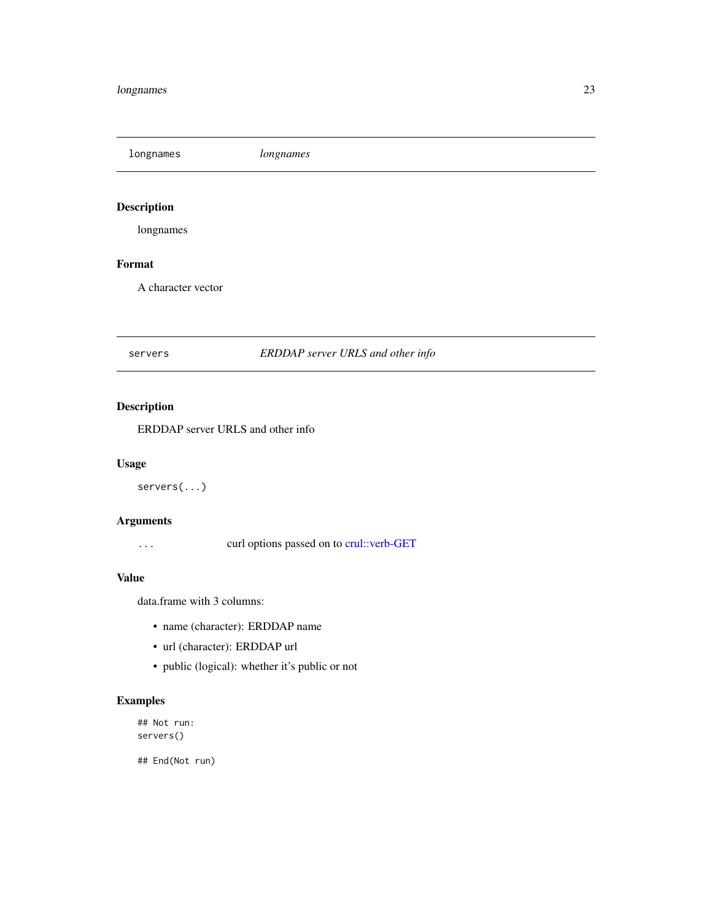## longnames — *longnames*

### Description

longnames

### Format

A character vector

## servers — *ERDDAP server URLS and other info*

### Description

ERDDAP server URLS and other info

### Usage

```
servers(...)
```

### Arguments

| | |
|---|---|
| `...` | curl options passed on to crul::verb-GET |

### Value

data.frame with 3 columns:

- name (character): ERDDAP name
- url (character): ERDDAP url
- public (logical): whether it's public or not

### Examples

```
## Not run:
servers()

## End(Not run)
```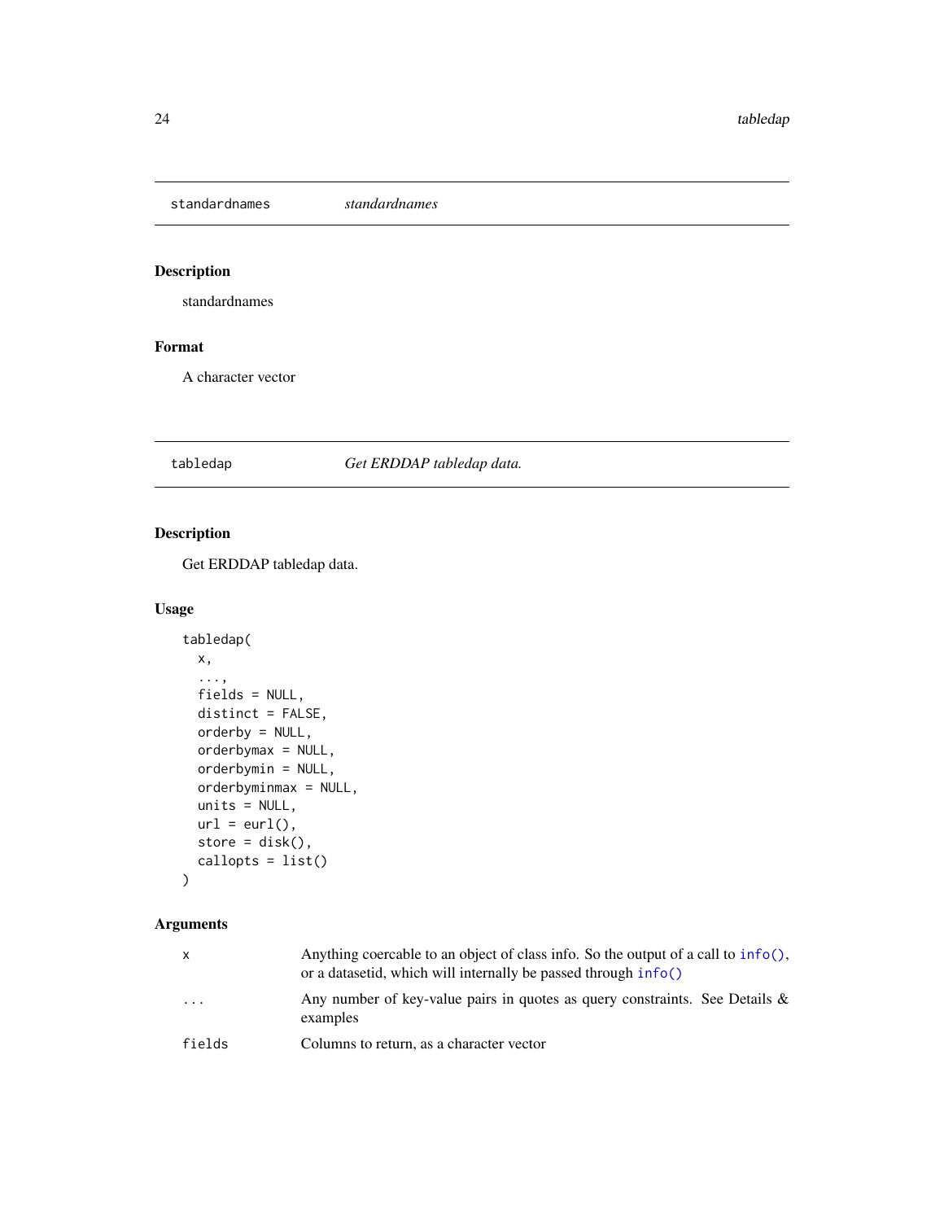## standardnames — *standardnames*

### Description

standardnames

### Format

A character vector

## tabledap — *Get ERDDAP tabledap data.*

### Description

Get ERDDAP tabledap data.

### Usage

```
tabledap(
  x,
  ...,
  fields = NULL,
  distinct = FALSE,
  orderby = NULL,
  orderbymax = NULL,
  orderbymin = NULL,
  orderbyminmax = NULL,
  units = NULL,
  url = eurl(),
  store = disk(),
  callopts = list()
)
```

### Arguments

| | |
|---|---|
| x | Anything coercable to an object of class info. So the output of a call to `info()`, or a datasetid, which will internally be passed through `info()` |
| ... | Any number of key-value pairs in quotes as query constraints. See Details & examples |
| fields | Columns to return, as a character vector |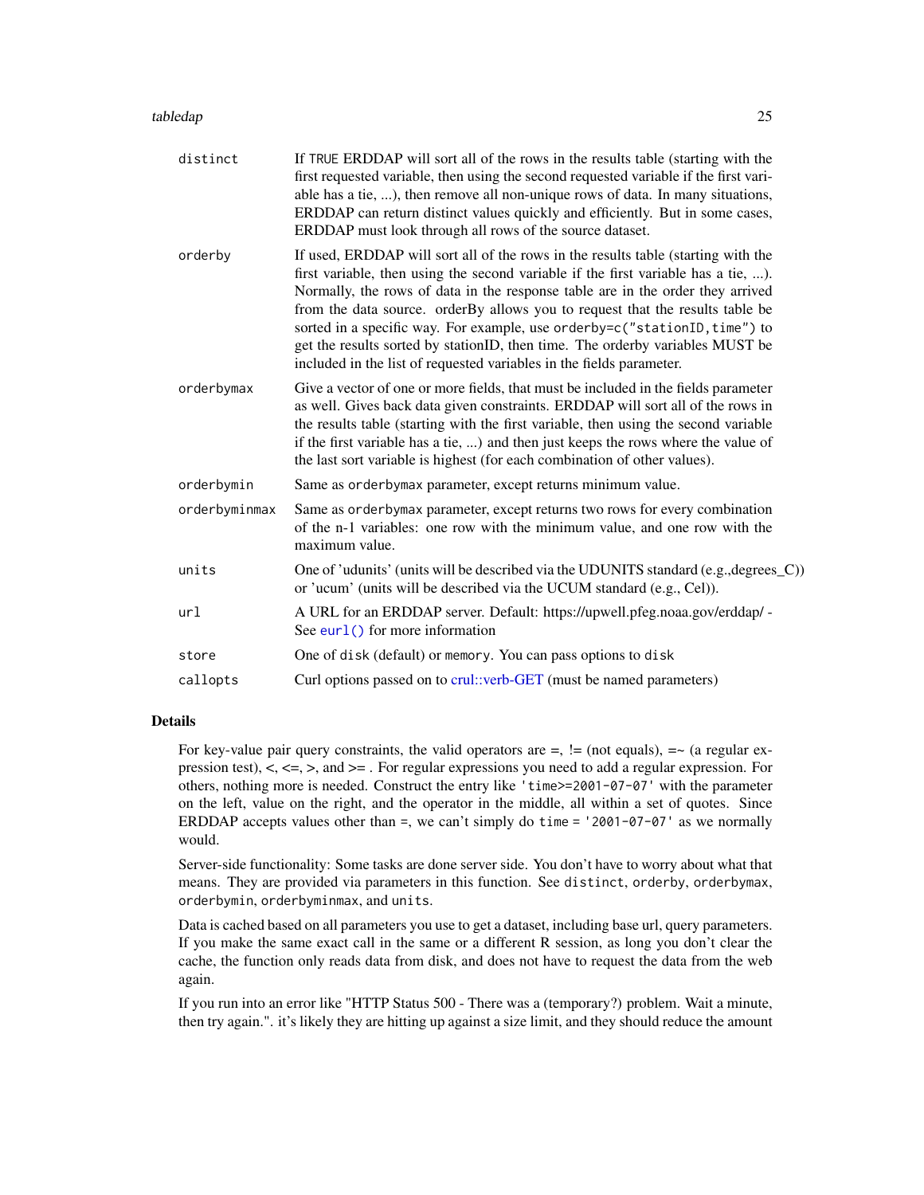| | |
|---|---|
| distinct | If TRUE ERDDAP will sort all of the rows in the results table (starting with the first requested variable, then using the second requested variable if the first variable has a tie, ...), then remove all non-unique rows of data. In many situations, ERDDAP can return distinct values quickly and efficiently. But in some cases, ERDDAP must look through all rows of the source dataset. |
| orderby | If used, ERDDAP will sort all of the rows in the results table (starting with the first variable, then using the second variable if the first variable has a tie, ...). Normally, the rows of data in the response table are in the order they arrived from the data source. orderBy allows you to request that the results table be sorted in a specific way. For example, use `orderby=c("stationID,time")` to get the results sorted by stationID, then time. The orderby variables MUST be included in the list of requested variables in the fields parameter. |
| orderbymax | Give a vector of one or more fields, that must be included in the fields parameter as well. Gives back data given constraints. ERDDAP will sort all of the rows in the results table (starting with the first variable, then using the second variable if the first variable has a tie, ...) and then just keeps the rows where the value of the last sort variable is highest (for each combination of other values). |
| orderbymin | Same as `orderbymax` parameter, except returns minimum value. |
| orderbyminmax | Same as `orderbymax` parameter, except returns two rows for every combination of the n-1 variables: one row with the minimum value, and one row with the maximum value. |
| units | One of 'udunits' (units will be described via the UDUNITS standard (e.g.,degrees_C)) or 'ucum' (units will be described via the UCUM standard (e.g., Cel)). |
| url | A URL for an ERDDAP server. Default: https://upwell.pfeg.noaa.gov/erddap/ - See `eurl()` for more information |
| store | One of `disk` (default) or `memory`. You can pass options to `disk` |
| callopts | Curl options passed on to crul::verb-GET (must be named parameters) |

## Details

For key-value pair query constraints, the valid operators are =, != (not equals), =~ (a regular expression test), <, <=, >, and >= . For regular expressions you need to add a regular expression. For others, nothing more is needed. Construct the entry like `'time>=2001-07-07'` with the parameter on the left, value on the right, and the operator in the middle, all within a set of quotes. Since ERDDAP accepts values other than =, we can't simply do `time = '2001-07-07'` as we normally would.

Server-side functionality: Some tasks are done server side. You don't have to worry about what that means. They are provided via parameters in this function. See `distinct`, `orderby`, `orderbymax`, `orderbymin`, `orderbyminmax`, and `units`.

Data is cached based on all parameters you use to get a dataset, including base url, query parameters. If you make the same exact call in the same or a different R session, as long you don't clear the cache, the function only reads data from disk, and does not have to request the data from the web again.

If you run into an error like "HTTP Status 500 - There was a (temporary?) problem. Wait a minute, then try again.". it's likely they are hitting up against a size limit, and they should reduce the amount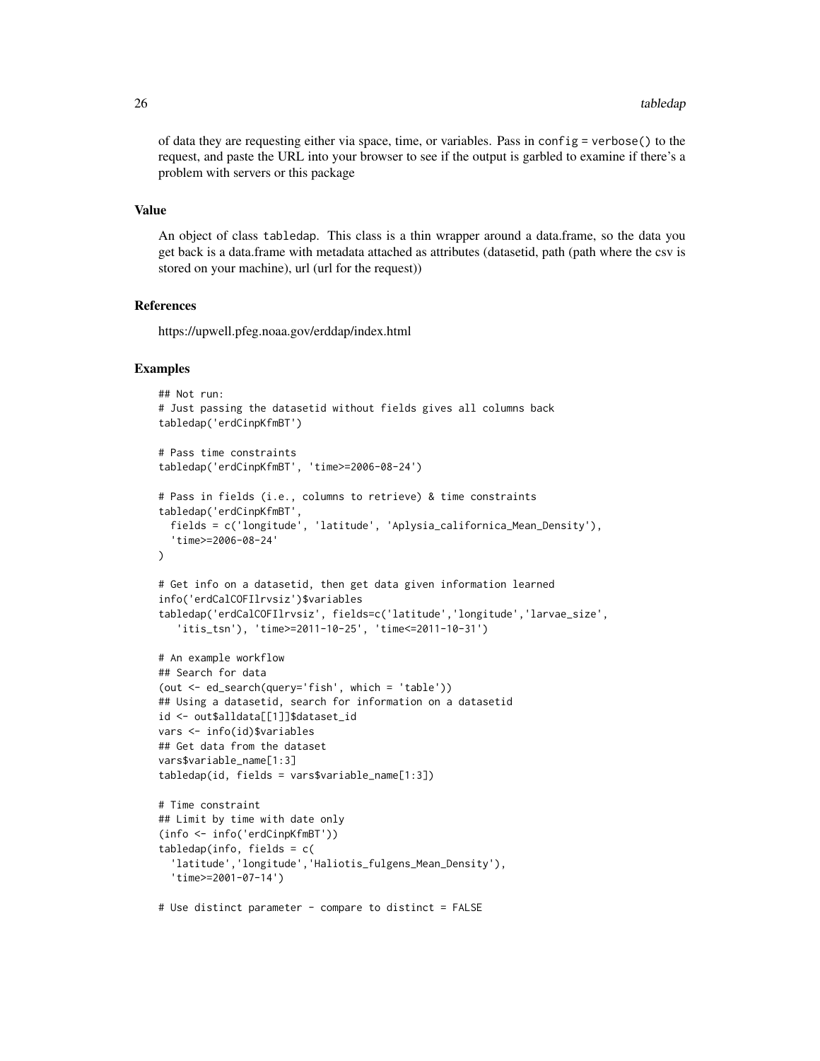of data they are requesting either via space, time, or variables. Pass in `config = verbose()` to the request, and paste the URL into your browser to see if the output is garbled to examine if there's a problem with servers or this package

### Value

An object of class tabledap. This class is a thin wrapper around a data.frame, so the data you get back is a data.frame with metadata attached as attributes (datasetid, path (path where the csv is stored on your machine), url (url for the request))

### References

https://upwell.pfeg.noaa.gov/erddap/index.html

### Examples

```
## Not run:
# Just passing the datasetid without fields gives all columns back
tabledap('erdCinpKfmBT')

# Pass time constraints
tabledap('erdCinpKfmBT', 'time>=2006-08-24')

# Pass in fields (i.e., columns to retrieve) & time constraints
tabledap('erdCinpKfmBT',
  fields = c('longitude', 'latitude', 'Aplysia_californica_Mean_Density'),
  'time>=2006-08-24'
)

# Get info on a datasetid, then get data given information learned
info('erdCalCOFIlrvsiz')$variables
tabledap('erdCalCOFIlrvsiz', fields=c('latitude','longitude','larvae_size',
   'itis_tsn'), 'time>=2011-10-25', 'time<=2011-10-31')

# An example workflow
## Search for data
(out <- ed_search(query='fish', which = 'table'))
## Using a datasetid, search for information on a datasetid
id <- out$alldata[[1]]$dataset_id
vars <- info(id)$variables
## Get data from the dataset
vars$variable_name[1:3]
tabledap(id, fields = vars$variable_name[1:3])

# Time constraint
## Limit by time with date only
(info <- info('erdCinpKfmBT'))
tabledap(info, fields = c(
  'latitude','longitude','Haliotis_fulgens_Mean_Density'),
  'time>=2001-07-14')

# Use distinct parameter - compare to distinct = FALSE
```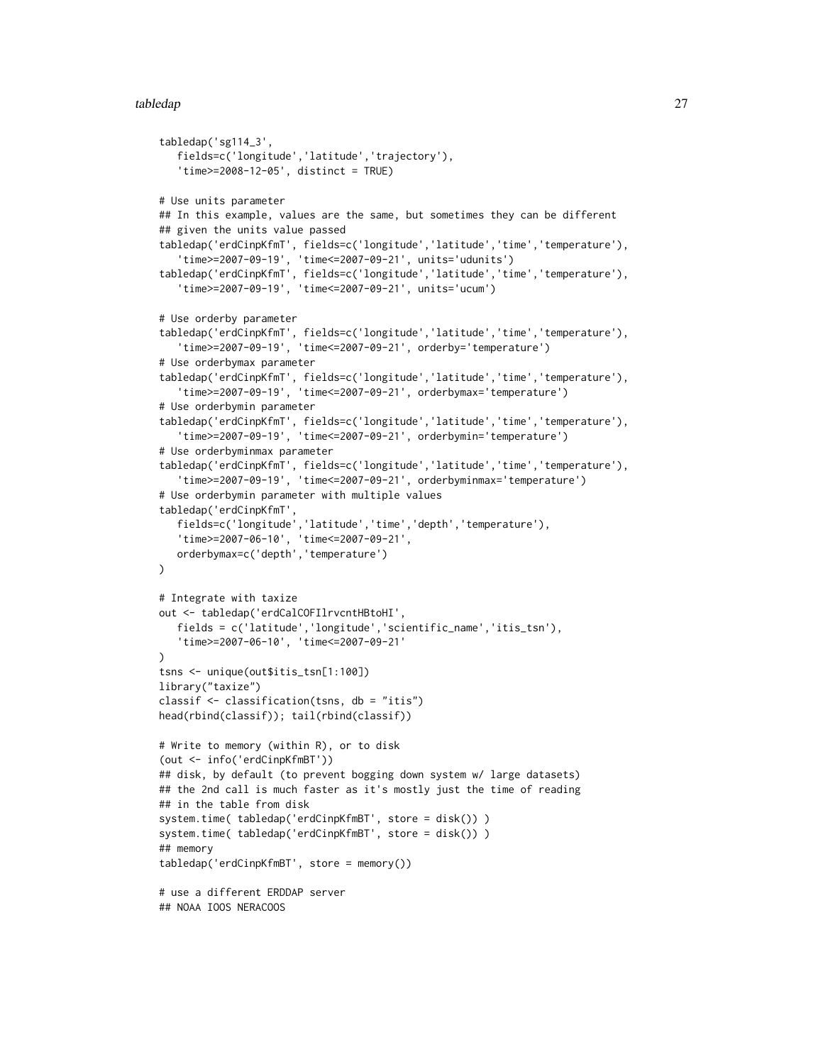```
tabledap('sg114_3',
   fields=c('longitude','latitude','trajectory'),
   'time>=2008-12-05', distinct = TRUE)

# Use units parameter
## In this example, values are the same, but sometimes they can be different
## given the units value passed
tabledap('erdCinpKfmT', fields=c('longitude','latitude','time','temperature'),
   'time>=2007-09-19', 'time<=2007-09-21', units='udunits')
tabledap('erdCinpKfmT', fields=c('longitude','latitude','time','temperature'),
   'time>=2007-09-19', 'time<=2007-09-21', units='ucum')

# Use orderby parameter
tabledap('erdCinpKfmT', fields=c('longitude','latitude','time','temperature'),
   'time>=2007-09-19', 'time<=2007-09-21', orderby='temperature')
# Use orderbymax parameter
tabledap('erdCinpKfmT', fields=c('longitude','latitude','time','temperature'),
   'time>=2007-09-19', 'time<=2007-09-21', orderbymax='temperature')
# Use orderbymin parameter
tabledap('erdCinpKfmT', fields=c('longitude','latitude','time','temperature'),
   'time>=2007-09-19', 'time<=2007-09-21', orderbymin='temperature')
# Use orderbyminmax parameter
tabledap('erdCinpKfmT', fields=c('longitude','latitude','time','temperature'),
   'time>=2007-09-19', 'time<=2007-09-21', orderbyminmax='temperature')
# Use orderbymin parameter with multiple values
tabledap('erdCinpKfmT',
   fields=c('longitude','latitude','time','depth','temperature'),
   'time>=2007-06-10', 'time<=2007-09-21',
   orderbymax=c('depth','temperature')
)

# Integrate with taxize
out <- tabledap('erdCalCOFIlrvcntHBtoHI',
   fields = c('latitude','longitude','scientific_name','itis_tsn'),
   'time>=2007-06-10', 'time<=2007-09-21'
)
tsns <- unique(out$itis_tsn[1:100])
library("taxize")
classif <- classification(tsns, db = "itis")
head(rbind(classif)); tail(rbind(classif))

# Write to memory (within R), or to disk
(out <- info('erdCinpKfmBT'))
## disk, by default (to prevent bogging down system w/ large datasets)
## the 2nd call is much faster as it's mostly just the time of reading
## in the table from disk
system.time( tabledap('erdCinpKfmBT', store = disk()) )
system.time( tabledap('erdCinpKfmBT', store = disk()) )
## memory
tabledap('erdCinpKfmBT', store = memory())

# use a different ERDDAP server
## NOAA IOOS NERACOOS
```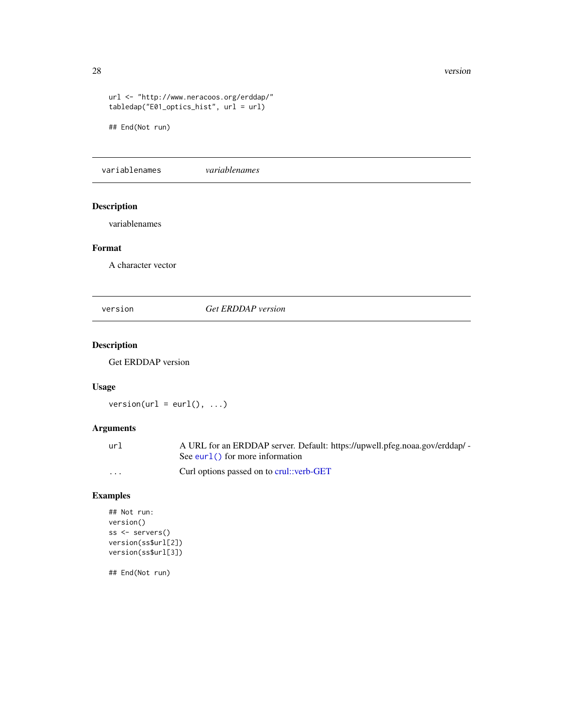```
url <- "http://www.neracoos.org/erddap/"
tabledap("E01_optics_hist", url = url)

## End(Not run)
```

## variablenames *variablenames*

### Description

variablenames

### Format

A character vector

## version *Get ERDDAP version*

### Description

Get ERDDAP version

### Usage

```
version(url = eurl(), ...)
```

### Arguments

| | |
|---|---|
| url | A URL for an ERDDAP server. Default: https://upwell.pfeg.noaa.gov/erddap/ - See eurl() for more information |
| ... | Curl options passed on to crul::verb-GET |

### Examples

```
## Not run:
version()
ss <- servers()
version(ss$url[2])
version(ss$url[3])

## End(Not run)
```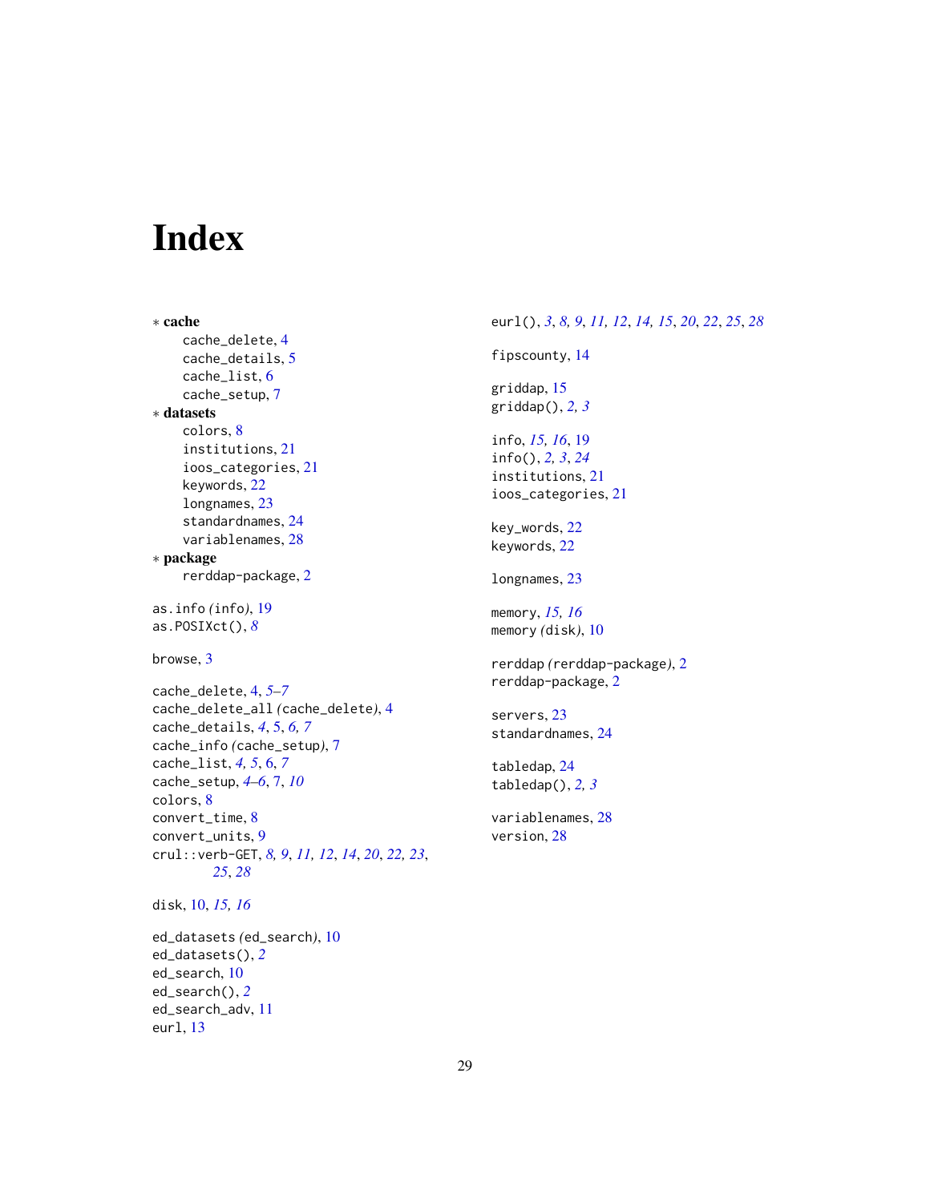# Index

∗ **cache**
- cache_delete, 4
- cache_details, 5
- cache_list, 6
- cache_setup, 7

∗ **datasets**
- colors, 8
- institutions, 21
- ioos_categories, 21
- keywords, 22
- longnames, 23
- standardnames, 24
- variablenames, 28

∗ **package**
- rerddap-package, 2

as.info *(*info*)*, 19
as.POSIXct(), *8*

browse, 3

cache_delete, 4, *5–7*
cache_delete_all *(*cache_delete*)*, 4
cache_details, *4*, 5, *6, 7*
cache_info *(*cache_setup*)*, 7
cache_list, *4, 5*, 6, *7*
cache_setup, *4–6*, 7, *10*
colors, 8
convert_time, 8
convert_units, 9
crul::verb-GET, *8, 9*, *11, 12*, *14*, *20*, *22, 23*, *25*, *28*

disk, 10, *15, 16*

ed_datasets *(*ed_search*)*, 10
ed_datasets(), *2*
ed_search, 10
ed_search(), *2*
ed_search_adv, 11
eurl, 13
eurl(), *3*, *8, 9*, *11, 12*, *14, 15*, *20*, *22*, *25*, *28*

fipscounty, 14

griddap, 15
griddap(), *2, 3*

info, *15, 16*, 19
info(), *2, 3*, *24*
institutions, 21
ioos_categories, 21

key_words, 22
keywords, 22

longnames, 23

memory, *15, 16*
memory *(*disk*)*, 10

rerddap *(*rerddap-package*)*, 2
rerddap-package, 2

servers, 23
standardnames, 24

tabledap, 24
tabledap(), *2, 3*

variablenames, 28
version, 28